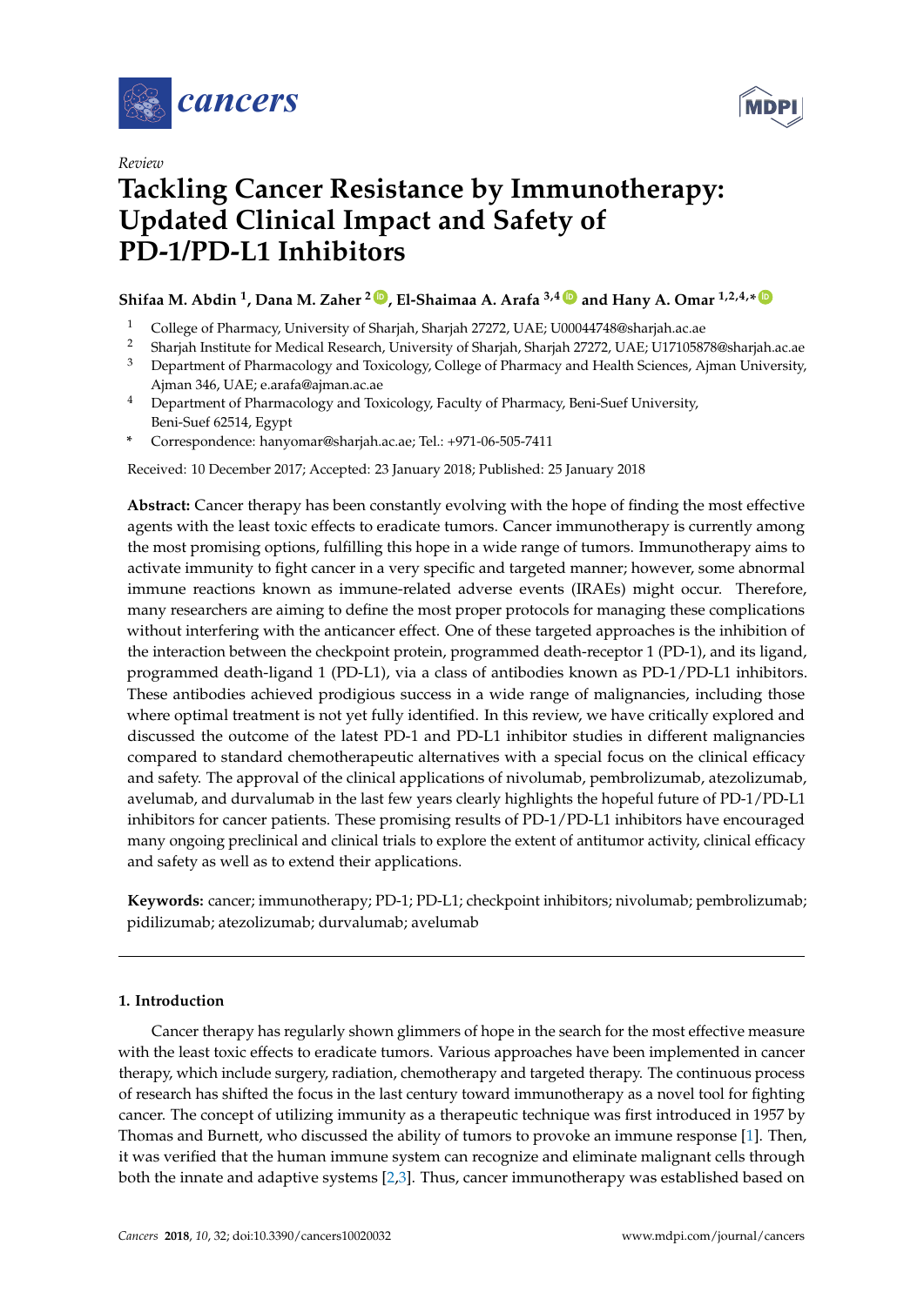*Review*

# Tackling Cancer Resistance by Immunotherapy: Updated Clinical Impact and Safety of PD-1/PD-L1 Inhibitors

**Shifaa M. Abdin [1], Dana M. Zaher [2], El-Shaimaa A. Arafa [3,4] and Hany A. Omar [1,2,4,*]**

1. College of Pharmacy, University of Sharjah, Sharjah 27272, UAE; U00044748@sharjah.ac.ae
2. Sharjah Institute for Medical Research, University of Sharjah, Sharjah 27272, UAE; U17105878@sharjah.ac.ae
3. Department of Pharmacology and Toxicology, College of Pharmacy and Health Sciences, Ajman University, Ajman 346, UAE; e.arafa@ajman.ac.ae
4. Department of Pharmacology and Toxicology, Faculty of Pharmacy, Beni-Suef University, Beni-Suef 62514, Egypt

\* Correspondence: hanyomar@sharjah.ac.ae; Tel.: +971-06-505-7411

Received: 10 December 2017; Accepted: 23 January 2018; Published: 25 January 2018

**Abstract:** Cancer therapy has been constantly evolving with the hope of finding the most effective agents with the least toxic effects to eradicate tumors. Cancer immunotherapy is currently among the most promising options, fulfilling this hope in a wide range of tumors. Immunotherapy aims to activate immunity to fight cancer in a very specific and targeted manner; however, some abnormal immune reactions known as immune-related adverse events (IRAEs) might occur. Therefore, many researchers are aiming to define the most proper protocols for managing these complications without interfering with the anticancer effect. One of these targeted approaches is the inhibition of the interaction between the checkpoint protein, programmed death-receptor 1 (PD-1), and its ligand, programmed death-ligand 1 (PD-L1), via a class of antibodies known as PD-1/PD-L1 inhibitors. These antibodies achieved prodigious success in a wide range of malignancies, including those where optimal treatment is not yet fully identified. In this review, we have critically explored and discussed the outcome of the latest PD-1 and PD-L1 inhibitor studies in different malignancies compared to standard chemotherapeutic alternatives with a special focus on the clinical efficacy and safety. The approval of the clinical applications of nivolumab, pembrolizumab, atezolizumab, avelumab, and durvalumab in the last few years clearly highlights the hopeful future of PD-1/PD-L1 inhibitors for cancer patients. These promising results of PD-1/PD-L1 inhibitors have encouraged many ongoing preclinical and clinical trials to explore the extent of antitumor activity, clinical efficacy and safety as well as to extend their applications.

**Keywords:** cancer; immunotherapy; PD-1; PD-L1; checkpoint inhibitors; nivolumab; pembrolizumab; pidilizumab; atezolizumab; durvalumab; avelumab

## 1. Introduction

Cancer therapy has regularly shown glimmers of hope in the search for the most effective measure with the least toxic effects to eradicate tumors. Various approaches have been implemented in cancer therapy, which include surgery, radiation, chemotherapy and targeted therapy. The continuous process of research has shifted the focus in the last century toward immunotherapy as a novel tool for fighting cancer. The concept of utilizing immunity as a therapeutic technique was first introduced in 1957 by Thomas and Burnett, who discussed the ability of tumors to provoke an immune response [1]. Then, it was verified that the human immune system can recognize and eliminate malignant cells through both the innate and adaptive systems [2,3]. Thus, cancer immunotherapy was established based on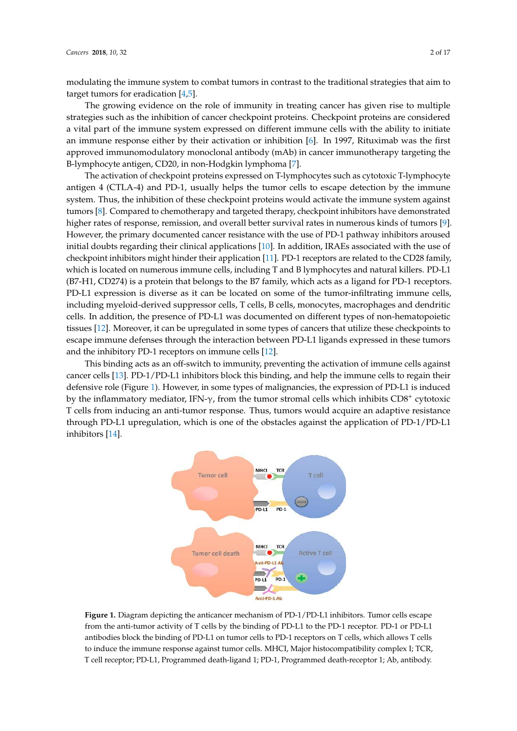modulating the immune system to combat tumors in contrast to the traditional strategies that aim to target tumors for eradication [4,5].

The growing evidence on the role of immunity in treating cancer has given rise to multiple strategies such as the inhibition of cancer checkpoint proteins. Checkpoint proteins are considered a vital part of the immune system expressed on different immune cells with the ability to initiate an immune response either by their activation or inhibition [6]. In 1997, Rituximab was the first approved immunomodulatory monoclonal antibody (mAb) in cancer immunotherapy targeting the B-lymphocyte antigen, CD20, in non-Hodgkin lymphoma [7].

The activation of checkpoint proteins expressed on T-lymphocytes such as cytotoxic T-lymphocyte antigen 4 (CTLA-4) and PD-1, usually helps the tumor cells to escape detection by the immune system. Thus, the inhibition of these checkpoint proteins would activate the immune system against tumors [8]. Compared to chemotherapy and targeted therapy, checkpoint inhibitors have demonstrated higher rates of response, remission, and overall better survival rates in numerous kinds of tumors [9]. However, the primary documented cancer resistance with the use of PD-1 pathway inhibitors aroused initial doubts regarding their clinical applications [10]. In addition, IRAEs associated with the use of checkpoint inhibitors might hinder their application [11]. PD-1 receptors are related to the CD28 family, which is located on numerous immune cells, including T and B lymphocytes and natural killers. PD-L1 (B7-H1, CD274) is a protein that belongs to the B7 family, which acts as a ligand for PD-1 receptors. PD-L1 expression is diverse as it can be located on some of the tumor-infiltrating immune cells, including myeloid-derived suppressor cells, T cells, B cells, monocytes, macrophages and dendritic cells. In addition, the presence of PD-L1 was documented on different types of non-hematopoietic tissues [12]. Moreover, it can be upregulated in some types of cancers that utilize these checkpoints to escape immune defenses through the interaction between PD-L1 ligands expressed in these tumors and the inhibitory PD-1 receptors on immune cells [12].

This binding acts as an off-switch to immunity, preventing the activation of immune cells against cancer cells [13]. PD-1/PD-L1 inhibitors block this binding, and help the immune cells to regain their defensive role (Figure 1). However, in some types of malignancies, the expression of PD-L1 is induced by the inflammatory mediator, IFN-γ, from the tumor stromal cells which inhibits $CD8^+$ cytotoxic T cells from inducing an anti-tumor response. Thus, tumors would acquire an adaptive resistance through PD-L1 upregulation, which is one of the obstacles against the application of PD-1/PD-L1 inhibitors [14].

**Figure 1.** Diagram depicting the anticancer mechanism of PD-1/PD-L1 inhibitors. Tumor cells escape from the anti-tumor activity of T cells by the binding of PD-L1 to the PD-1 receptor. PD-1 or PD-L1 antibodies block the binding of PD-L1 on tumor cells to PD-1 receptors on T cells, which allows T cells to induce the immune response against tumor cells. MHCI, Major histocompatibility complex I; TCR, T cell receptor; PD-L1, Programmed death-ligand 1; PD-1, Programmed death-receptor 1; Ab, antibody.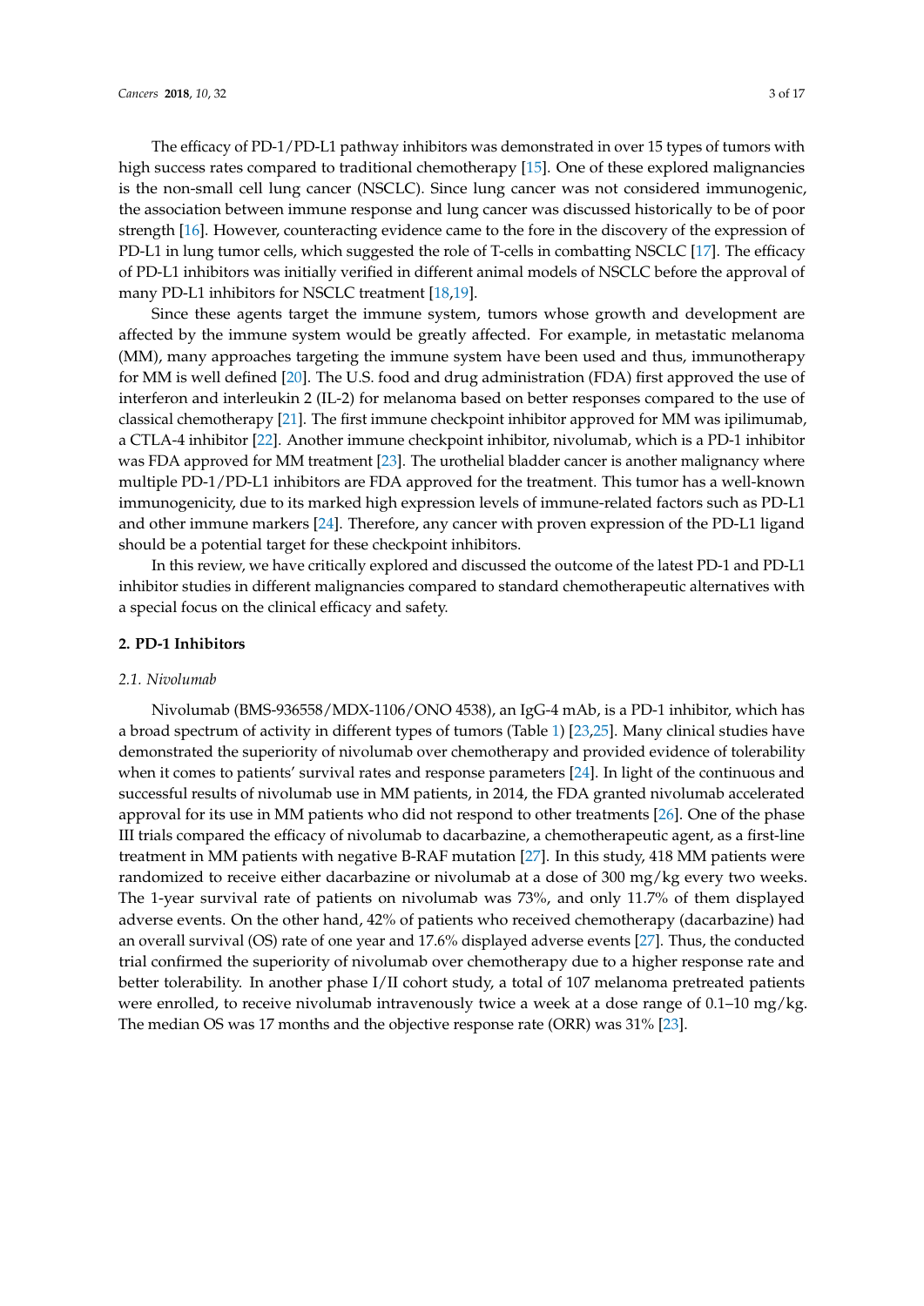The efficacy of PD-1/PD-L1 pathway inhibitors was demonstrated in over 15 types of tumors with high success rates compared to traditional chemotherapy [15]. One of these explored malignancies is the non-small cell lung cancer (NSCLC). Since lung cancer was not considered immunogenic, the association between immune response and lung cancer was discussed historically to be of poor strength [16]. However, counteracting evidence came to the fore in the discovery of the expression of PD-L1 in lung tumor cells, which suggested the role of T-cells in combatting NSCLC [17]. The efficacy of PD-L1 inhibitors was initially verified in different animal models of NSCLC before the approval of many PD-L1 inhibitors for NSCLC treatment [18,19].

Since these agents target the immune system, tumors whose growth and development are affected by the immune system would be greatly affected. For example, in metastatic melanoma (MM), many approaches targeting the immune system have been used and thus, immunotherapy for MM is well defined [20]. The U.S. food and drug administration (FDA) first approved the use of interferon and interleukin 2 (IL-2) for melanoma based on better responses compared to the use of classical chemotherapy [21]. The first immune checkpoint inhibitor approved for MM was ipilimumab, a CTLA-4 inhibitor [22]. Another immune checkpoint inhibitor, nivolumab, which is a PD-1 inhibitor was FDA approved for MM treatment [23]. The urothelial bladder cancer is another malignancy where multiple PD-1/PD-L1 inhibitors are FDA approved for the treatment. This tumor has a well-known immunogenicity, due to its marked high expression levels of immune-related factors such as PD-L1 and other immune markers [24]. Therefore, any cancer with proven expression of the PD-L1 ligand should be a potential target for these checkpoint inhibitors.

In this review, we have critically explored and discussed the outcome of the latest PD-1 and PD-L1 inhibitor studies in different malignancies compared to standard chemotherapeutic alternatives with a special focus on the clinical efficacy and safety.

## 2. PD-1 Inhibitors

### 2.1. Nivolumab

Nivolumab (BMS-936558/MDX-1106/ONO 4538), an IgG-4 mAb, is a PD-1 inhibitor, which has a broad spectrum of activity in different types of tumors (Table 1) [23,25]. Many clinical studies have demonstrated the superiority of nivolumab over chemotherapy and provided evidence of tolerability when it comes to patients' survival rates and response parameters [24]. In light of the continuous and successful results of nivolumab use in MM patients, in 2014, the FDA granted nivolumab accelerated approval for its use in MM patients who did not respond to other treatments [26]. One of the phase III trials compared the efficacy of nivolumab to dacarbazine, a chemotherapeutic agent, as a first-line treatment in MM patients with negative B-RAF mutation [27]. In this study, 418 MM patients were randomized to receive either dacarbazine or nivolumab at a dose of 300 mg/kg every two weeks. The 1-year survival rate of patients on nivolumab was 73%, and only 11.7% of them displayed adverse events. On the other hand, 42% of patients who received chemotherapy (dacarbazine) had an overall survival (OS) rate of one year and 17.6% displayed adverse events [27]. Thus, the conducted trial confirmed the superiority of nivolumab over chemotherapy due to a higher response rate and better tolerability. In another phase I/II cohort study, a total of 107 melanoma pretreated patients were enrolled, to receive nivolumab intravenously twice a week at a dose range of 0.1–10 mg/kg. The median OS was 17 months and the objective response rate (ORR) was 31% [23].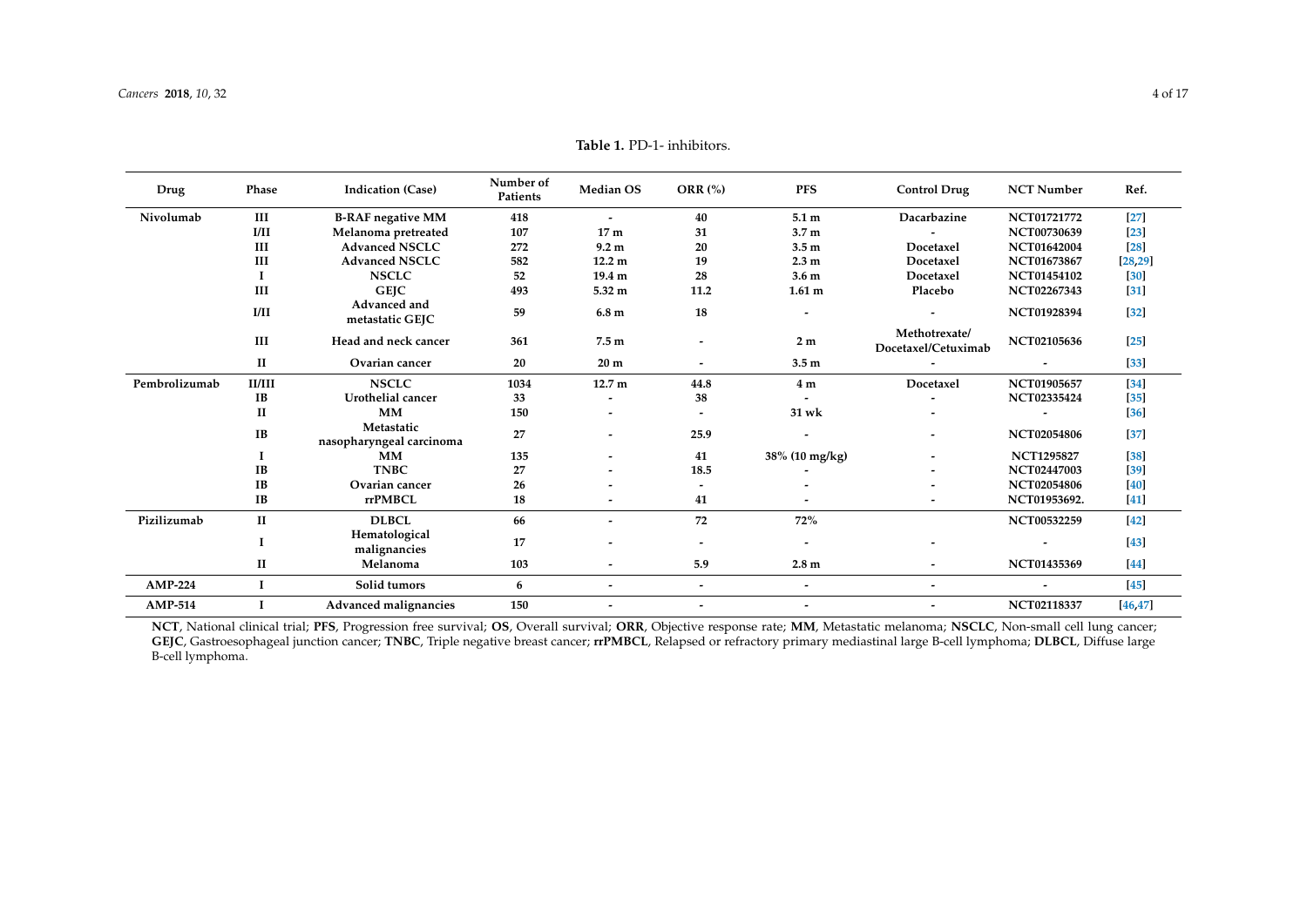**Table 1.** PD-1- inhibitors.

| Drug | Phase | Indication (Case) | Number of Patients | Median OS | ORR (%) | PFS | Control Drug | NCT Number | Ref. |
|---|---|---|---|---|---|---|---|---|---|
| Nivolumab | III | B-RAF negative MM | 418 | - | 40 | 5.1 m | Dacarbazine | NCT01721772 | [27] |
| | I/II | Melanoma pretreated | 107 | 17 m | 31 | 3.7 m | - | NCT00730639 | [23] |
| | III | Advanced NSCLC | 272 | 9.2 m | 20 | 3.5 m | Docetaxel | NCT01642004 | [28] |
| | III | Advanced NSCLC | 582 | 12.2 m | 19 | 2.3 m | Docetaxel | NCT01673867 | [28,29] |
| | I | NSCLC | 52 | 19.4 m | 28 | 3.6 m | Docetaxel | NCT01454102 | [30] |
| | III | GEJC | 493 | 5.32 m | 11.2 | 1.61 m | Placebo | NCT02267343 | [31] |
| | I/II | Advanced and metastatic GEJC | 59 | 6.8 m | 18 | - | - | NCT01928394 | [32] |
| | III | Head and neck cancer | 361 | 7.5 m | - | 2 m | Methotrexate/ Docetaxel/Cetuximab | NCT02105636 | [25] |
| | II | Ovarian cancer | 20 | 20 m | - | 3.5 m | - | - | [33] |
| Pembrolizumab | II/III | NSCLC | 1034 | 12.7 m | 44.8 | 4 m | Docetaxel | NCT01905657 | [34] |
| | IB | Urothelial cancer | 33 | - | 38 | - | - | NCT02335424 | [35] |
| | II | MM | 150 | - | - | 31 wk | - | - | [36] |
| | IB | Metastatic nasopharyngeal carcinoma | 27 | - | 25.9 | - | - | NCT02054806 | [37] |
| | I | MM | 135 | - | 41 | 38% (10 mg/kg) | - | NCT1295827 | [38] |
| | IB | TNBC | 27 | - | 18.5 | - | - | NCT02447003 | [39] |
| | IB | Ovarian cancer | 26 | - | - | - | - | NCT02054806 | [40] |
| | IB | rrPMBCL | 18 | - | 41 | - | - | NCT01953692. | [41] |
| Pizilizumab | II | DLBCL | 66 | - | 72 | 72% | | NCT00532259 | [42] |
| | I | Hematological malignancies | 17 | - | - | - | - | - | [43] |
| | II | Melanoma | 103 | - | 5.9 | 2.8 m | - | NCT01435369 | [44] |
| AMP-224 | I | Solid tumors | 6 | - | - | - | - | - | [45] |
| AMP-514 | I | Advanced malignancies | 150 | - | - | - | - | NCT02118337 | [46,47] |

**NCT**, National clinical trial; **PFS**, Progression free survival; **OS**, Overall survival; **ORR**, Objective response rate; **MM**, Metastatic melanoma; **NSCLC**, Non-small cell lung cancer; **GEJC**, Gastroesophageal junction cancer; **TNBC**, Triple negative breast cancer; **rrPMBCL**, Relapsed or refractory primary mediastinal large B-cell lymphoma; **DLBCL**, Diffuse large B-cell lymphoma.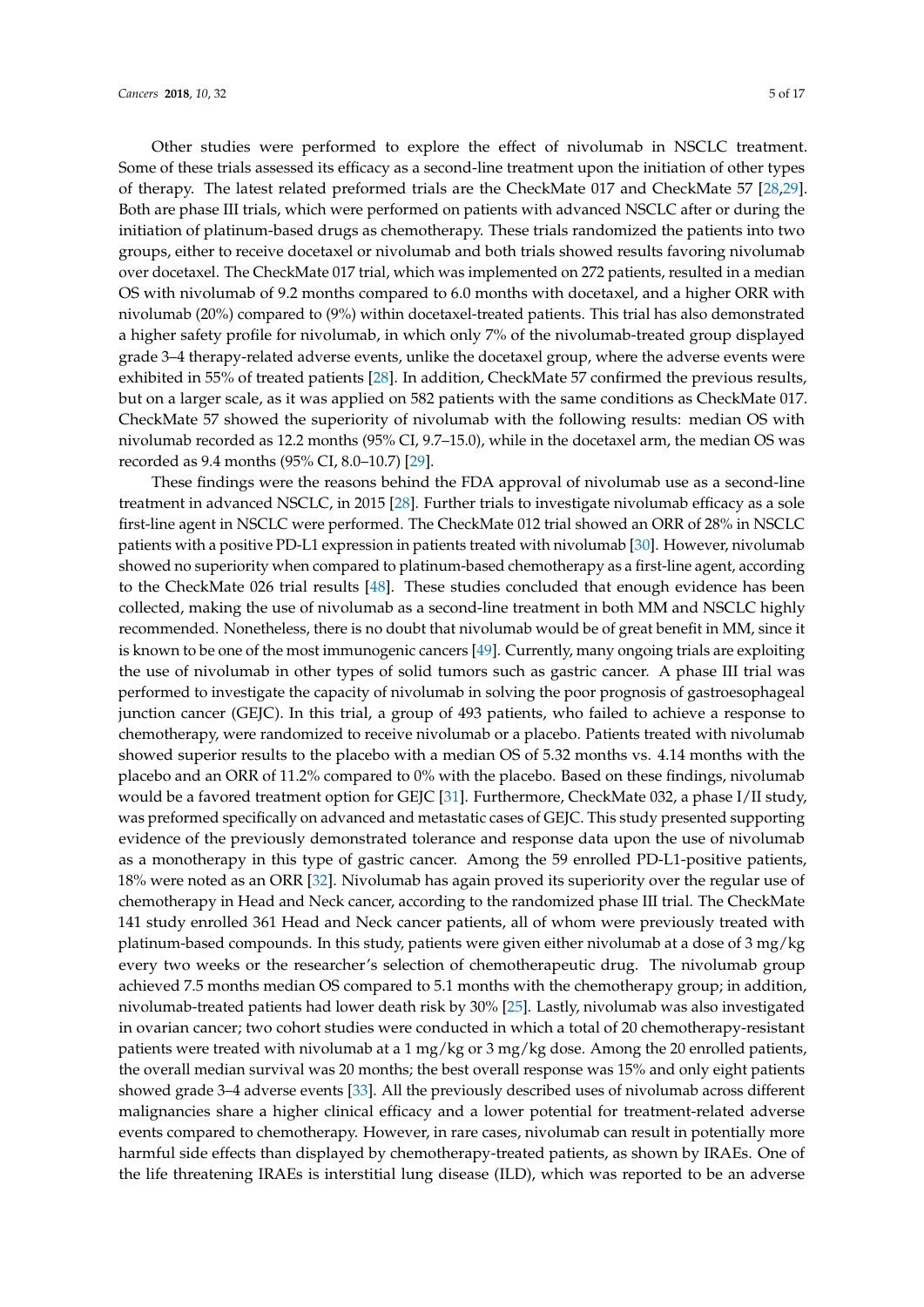Other studies were performed to explore the effect of nivolumab in NSCLC treatment. Some of these trials assessed its efficacy as a second-line treatment upon the initiation of other types of therapy. The latest related preformed trials are the CheckMate 017 and CheckMate 57 [28,29]. Both are phase III trials, which were performed on patients with advanced NSCLC after or during the initiation of platinum-based drugs as chemotherapy. These trials randomized the patients into two groups, either to receive docetaxel or nivolumab and both trials showed results favoring nivolumab over docetaxel. The CheckMate 017 trial, which was implemented on 272 patients, resulted in a median OS with nivolumab of 9.2 months compared to 6.0 months with docetaxel, and a higher ORR with nivolumab (20%) compared to (9%) within docetaxel-treated patients. This trial has also demonstrated a higher safety profile for nivolumab, in which only 7% of the nivolumab-treated group displayed grade 3–4 therapy-related adverse events, unlike the docetaxel group, where the adverse events were exhibited in 55% of treated patients [28]. In addition, CheckMate 57 confirmed the previous results, but on a larger scale, as it was applied on 582 patients with the same conditions as CheckMate 017. CheckMate 57 showed the superiority of nivolumab with the following results: median OS with nivolumab recorded as 12.2 months (95% CI, 9.7–15.0), while in the docetaxel arm, the median OS was recorded as 9.4 months (95% CI, 8.0–10.7) [29].

These findings were the reasons behind the FDA approval of nivolumab use as a second-line treatment in advanced NSCLC, in 2015 [28]. Further trials to investigate nivolumab efficacy as a sole first-line agent in NSCLC were performed. The CheckMate 012 trial showed an ORR of 28% in NSCLC patients with a positive PD-L1 expression in patients treated with nivolumab [30]. However, nivolumab showed no superiority when compared to platinum-based chemotherapy as a first-line agent, according to the CheckMate 026 trial results [48]. These studies concluded that enough evidence has been collected, making the use of nivolumab as a second-line treatment in both MM and NSCLC highly recommended. Nonetheless, there is no doubt that nivolumab would be of great benefit in MM, since it is known to be one of the most immunogenic cancers [49]. Currently, many ongoing trials are exploiting the use of nivolumab in other types of solid tumors such as gastric cancer. A phase III trial was performed to investigate the capacity of nivolumab in solving the poor prognosis of gastroesophageal junction cancer (GEJC). In this trial, a group of 493 patients, who failed to achieve a response to chemotherapy, were randomized to receive nivolumab or a placebo. Patients treated with nivolumab showed superior results to the placebo with a median OS of 5.32 months vs. 4.14 months with the placebo and an ORR of 11.2% compared to 0% with the placebo. Based on these findings, nivolumab would be a favored treatment option for GEJC [31]. Furthermore, CheckMate 032, a phase I/II study, was preformed specifically on advanced and metastatic cases of GEJC. This study presented supporting evidence of the previously demonstrated tolerance and response data upon the use of nivolumab as a monotherapy in this type of gastric cancer. Among the 59 enrolled PD-L1-positive patients, 18% were noted as an ORR [32]. Nivolumab has again proved its superiority over the regular use of chemotherapy in Head and Neck cancer, according to the randomized phase III trial. The CheckMate 141 study enrolled 361 Head and Neck cancer patients, all of whom were previously treated with platinum-based compounds. In this study, patients were given either nivolumab at a dose of 3 mg/kg every two weeks or the researcher's selection of chemotherapeutic drug. The nivolumab group achieved 7.5 months median OS compared to 5.1 months with the chemotherapy group; in addition, nivolumab-treated patients had lower death risk by 30% [25]. Lastly, nivolumab was also investigated in ovarian cancer; two cohort studies were conducted in which a total of 20 chemotherapy-resistant patients were treated with nivolumab at a 1 mg/kg or 3 mg/kg dose. Among the 20 enrolled patients, the overall median survival was 20 months; the best overall response was 15% and only eight patients showed grade 3–4 adverse events [33]. All the previously described uses of nivolumab across different malignancies share a higher clinical efficacy and a lower potential for treatment-related adverse events compared to chemotherapy. However, in rare cases, nivolumab can result in potentially more harmful side effects than displayed by chemotherapy-treated patients, as shown by IRAEs. One of the life threatening IRAEs is interstitial lung disease (ILD), which was reported to be an adverse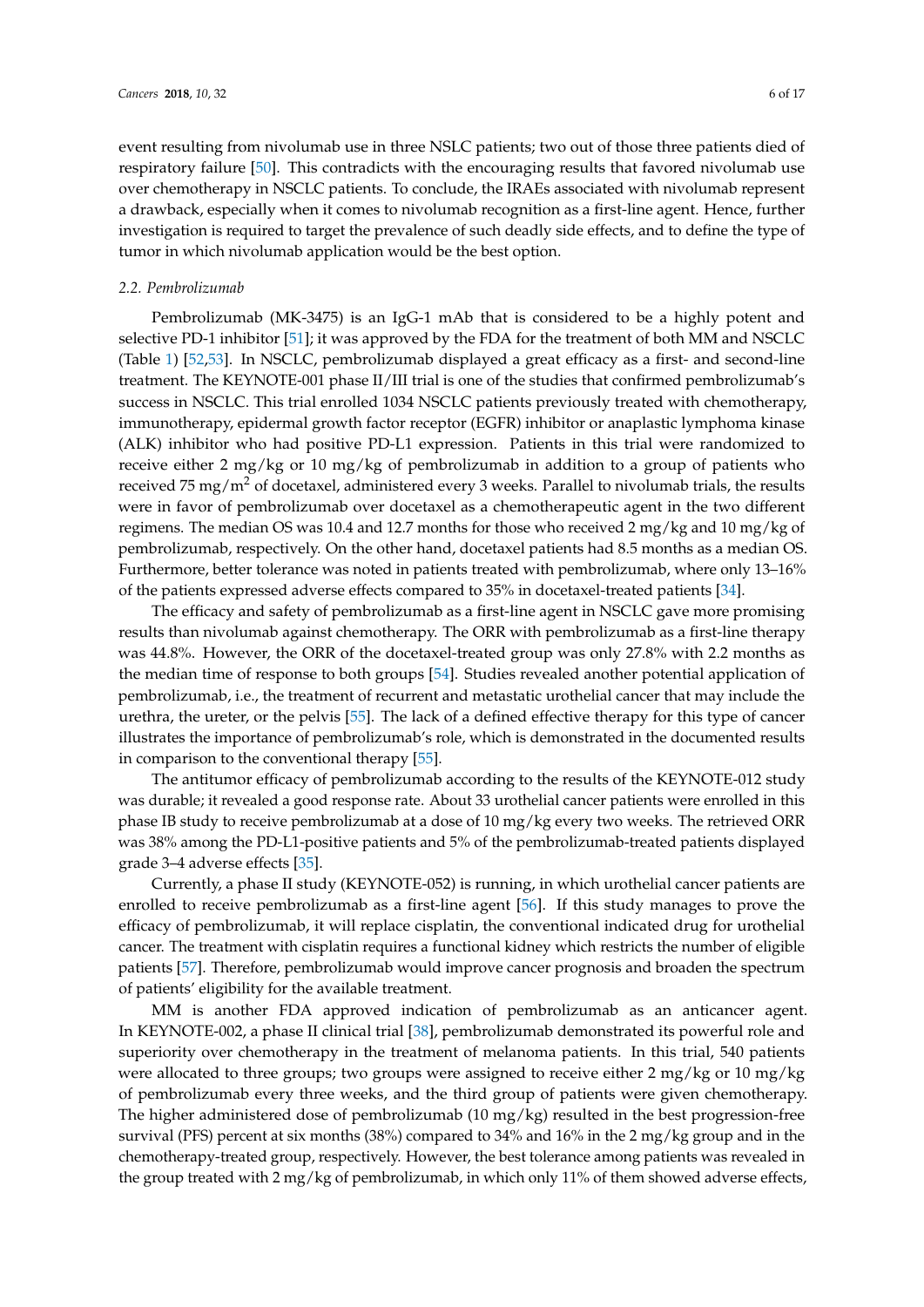event resulting from nivolumab use in three NSLC patients; two out of those three patients died of respiratory failure [50]. This contradicts with the encouraging results that favored nivolumab use over chemotherapy in NSCLC patients. To conclude, the IRAEs associated with nivolumab represent a drawback, especially when it comes to nivolumab recognition as a first-line agent. Hence, further investigation is required to target the prevalence of such deadly side effects, and to define the type of tumor in which nivolumab application would be the best option.

### *2.2. Pembrolizumab*

Pembrolizumab (MK-3475) is an IgG-1 mAb that is considered to be a highly potent and selective PD-1 inhibitor [51]; it was approved by the FDA for the treatment of both MM and NSCLC (Table 1) [52,53]. In NSCLC, pembrolizumab displayed a great efficacy as a first- and second-line treatment. The KEYNOTE-001 phase II/III trial is one of the studies that confirmed pembrolizumab's success in NSCLC. This trial enrolled 1034 NSCLC patients previously treated with chemotherapy, immunotherapy, epidermal growth factor receptor (EGFR) inhibitor or anaplastic lymphoma kinase (ALK) inhibitor who had positive PD-L1 expression. Patients in this trial were randomized to receive either 2 mg/kg or 10 mg/kg of pembrolizumab in addition to a group of patients who received 75 mg/m$^2$ of docetaxel, administered every 3 weeks. Parallel to nivolumab trials, the results were in favor of pembrolizumab over docetaxel as a chemotherapeutic agent in the two different regimens. The median OS was 10.4 and 12.7 months for those who received 2 mg/kg and 10 mg/kg of pembrolizumab, respectively. On the other hand, docetaxel patients had 8.5 months as a median OS. Furthermore, better tolerance was noted in patients treated with pembrolizumab, where only 13–16% of the patients expressed adverse effects compared to 35% in docetaxel-treated patients [34].

The efficacy and safety of pembrolizumab as a first-line agent in NSCLC gave more promising results than nivolumab against chemotherapy. The ORR with pembrolizumab as a first-line therapy was 44.8%. However, the ORR of the docetaxel-treated group was only 27.8% with 2.2 months as the median time of response to both groups [54]. Studies revealed another potential application of pembrolizumab, i.e., the treatment of recurrent and metastatic urothelial cancer that may include the urethra, the ureter, or the pelvis [55]. The lack of a defined effective therapy for this type of cancer illustrates the importance of pembrolizumab's role, which is demonstrated in the documented results in comparison to the conventional therapy [55].

The antitumor efficacy of pembrolizumab according to the results of the KEYNOTE-012 study was durable; it revealed a good response rate. About 33 urothelial cancer patients were enrolled in this phase IB study to receive pembrolizumab at a dose of 10 mg/kg every two weeks. The retrieved ORR was 38% among the PD-L1-positive patients and 5% of the pembrolizumab-treated patients displayed grade 3–4 adverse effects [35].

Currently, a phase II study (KEYNOTE-052) is running, in which urothelial cancer patients are enrolled to receive pembrolizumab as a first-line agent [56]. If this study manages to prove the efficacy of pembrolizumab, it will replace cisplatin, the conventional indicated drug for urothelial cancer. The treatment with cisplatin requires a functional kidney which restricts the number of eligible patients [57]. Therefore, pembrolizumab would improve cancer prognosis and broaden the spectrum of patients' eligibility for the available treatment.

MM is another FDA approved indication of pembrolizumab as an anticancer agent. In KEYNOTE-002, a phase II clinical trial [38], pembrolizumab demonstrated its powerful role and superiority over chemotherapy in the treatment of melanoma patients. In this trial, 540 patients were allocated to three groups; two groups were assigned to receive either 2 mg/kg or 10 mg/kg of pembrolizumab every three weeks, and the third group of patients were given chemotherapy. The higher administered dose of pembrolizumab (10 mg/kg) resulted in the best progression-free survival (PFS) percent at six months (38%) compared to 34% and 16% in the 2 mg/kg group and in the chemotherapy-treated group, respectively. However, the best tolerance among patients was revealed in the group treated with 2 mg/kg of pembrolizumab, in which only 11% of them showed adverse effects,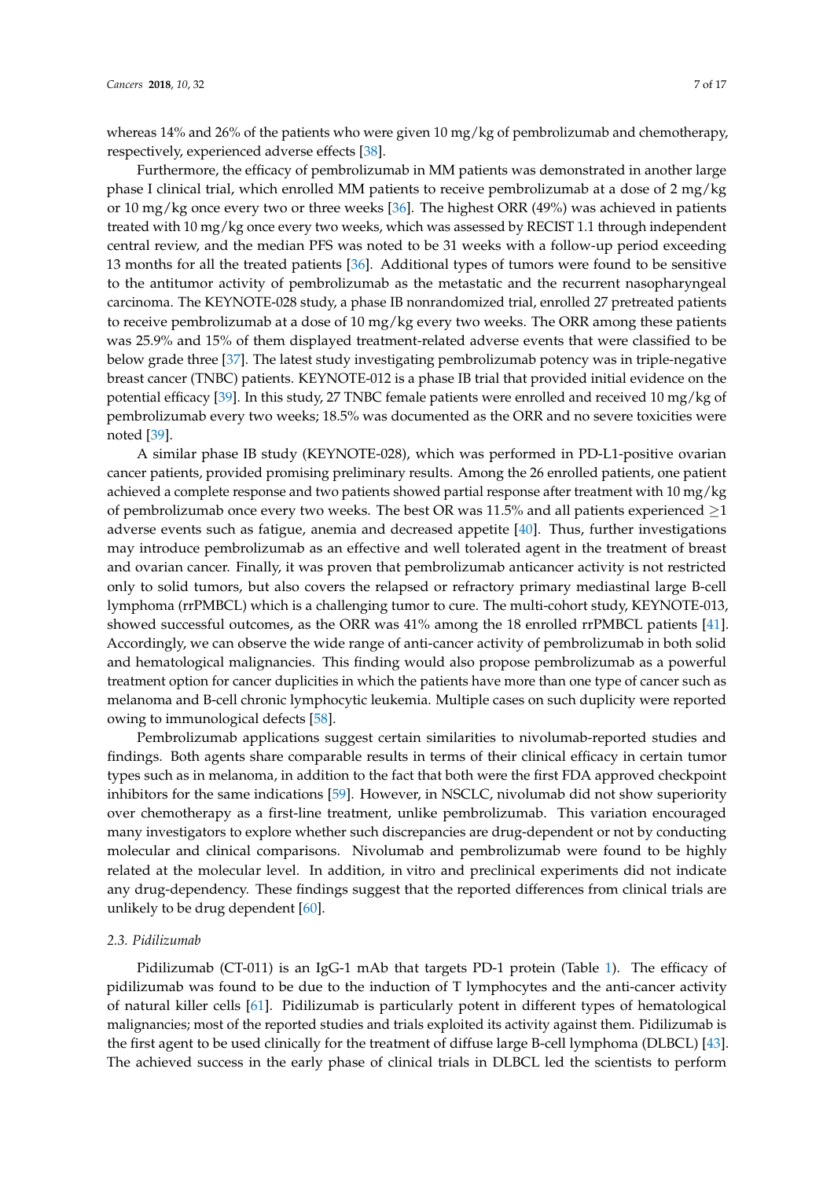whereas 14% and 26% of the patients who were given 10 mg/kg of pembrolizumab and chemotherapy, respectively, experienced adverse effects [38].

Furthermore, the efficacy of pembrolizumab in MM patients was demonstrated in another large phase I clinical trial, which enrolled MM patients to receive pembrolizumab at a dose of 2 mg/kg or 10 mg/kg once every two or three weeks [36]. The highest ORR (49%) was achieved in patients treated with 10 mg/kg once every two weeks, which was assessed by RECIST 1.1 through independent central review, and the median PFS was noted to be 31 weeks with a follow-up period exceeding 13 months for all the treated patients [36]. Additional types of tumors were found to be sensitive to the antitumor activity of pembrolizumab as the metastatic and the recurrent nasopharyngeal carcinoma. The KEYNOTE-028 study, a phase IB nonrandomized trial, enrolled 27 pretreated patients to receive pembrolizumab at a dose of 10 mg/kg every two weeks. The ORR among these patients was 25.9% and 15% of them displayed treatment-related adverse events that were classified to be below grade three [37]. The latest study investigating pembrolizumab potency was in triple-negative breast cancer (TNBC) patients. KEYNOTE-012 is a phase IB trial that provided initial evidence on the potential efficacy [39]. In this study, 27 TNBC female patients were enrolled and received 10 mg/kg of pembrolizumab every two weeks; 18.5% was documented as the ORR and no severe toxicities were noted [39].

A similar phase IB study (KEYNOTE-028), which was performed in PD-L1-positive ovarian cancer patients, provided promising preliminary results. Among the 26 enrolled patients, one patient achieved a complete response and two patients showed partial response after treatment with 10 mg/kg of pembrolizumab once every two weeks. The best OR was 11.5% and all patients experienced $\geq 1$ adverse events such as fatigue, anemia and decreased appetite [40]. Thus, further investigations may introduce pembrolizumab as an effective and well tolerated agent in the treatment of breast and ovarian cancer. Finally, it was proven that pembrolizumab anticancer activity is not restricted only to solid tumors, but also covers the relapsed or refractory primary mediastinal large B-cell lymphoma (rrPMBCL) which is a challenging tumor to cure. The multi-cohort study, KEYNOTE-013, showed successful outcomes, as the ORR was 41% among the 18 enrolled rrPMBCL patients [41]. Accordingly, we can observe the wide range of anti-cancer activity of pembrolizumab in both solid and hematological malignancies. This finding would also propose pembrolizumab as a powerful treatment option for cancer duplicities in which the patients have more than one type of cancer such as melanoma and B-cell chronic lymphocytic leukemia. Multiple cases on such duplicity were reported owing to immunological defects [58].

Pembrolizumab applications suggest certain similarities to nivolumab-reported studies and findings. Both agents share comparable results in terms of their clinical efficacy in certain tumor types such as in melanoma, in addition to the fact that both were the first FDA approved checkpoint inhibitors for the same indications [59]. However, in NSCLC, nivolumab did not show superiority over chemotherapy as a first-line treatment, unlike pembrolizumab. This variation encouraged many investigators to explore whether such discrepancies are drug-dependent or not by conducting molecular and clinical comparisons. Nivolumab and pembrolizumab were found to be highly related at the molecular level. In addition, in vitro and preclinical experiments did not indicate any drug-dependency. These findings suggest that the reported differences from clinical trials are unlikely to be drug dependent [60].

### 2.3. Pidilizumab

Pidilizumab (CT-011) is an IgG-1 mAb that targets PD-1 protein (Table 1). The efficacy of pidilizumab was found to be due to the induction of T lymphocytes and the anti-cancer activity of natural killer cells [61]. Pidilizumab is particularly potent in different types of hematological malignancies; most of the reported studies and trials exploited its activity against them. Pidilizumab is the first agent to be used clinically for the treatment of diffuse large B-cell lymphoma (DLBCL) [43]. The achieved success in the early phase of clinical trials in DLBCL led the scientists to perform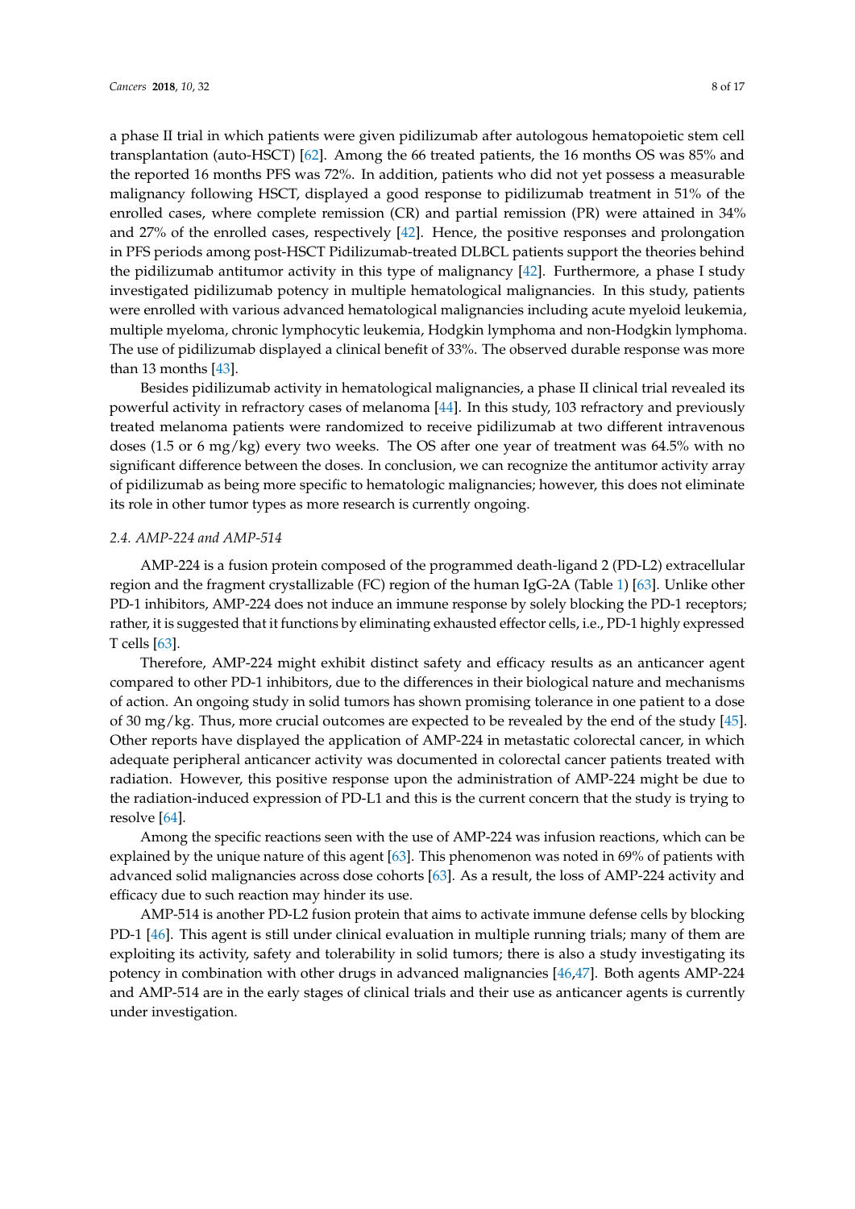a phase II trial in which patients were given pidilizumab after autologous hematopoietic stem cell transplantation (auto-HSCT) [62]. Among the 66 treated patients, the 16 months OS was 85% and the reported 16 months PFS was 72%. In addition, patients who did not yet possess a measurable malignancy following HSCT, displayed a good response to pidilizumab treatment in 51% of the enrolled cases, where complete remission (CR) and partial remission (PR) were attained in 34% and 27% of the enrolled cases, respectively [42]. Hence, the positive responses and prolongation in PFS periods among post-HSCT Pidilizumab-treated DLBCL patients support the theories behind the pidilizumab antitumor activity in this type of malignancy [42]. Furthermore, a phase I study investigated pidilizumab potency in multiple hematological malignancies. In this study, patients were enrolled with various advanced hematological malignancies including acute myeloid leukemia, multiple myeloma, chronic lymphocytic leukemia, Hodgkin lymphoma and non-Hodgkin lymphoma. The use of pidilizumab displayed a clinical benefit of 33%. The observed durable response was more than 13 months [43].

Besides pidilizumab activity in hematological malignancies, a phase II clinical trial revealed its powerful activity in refractory cases of melanoma [44]. In this study, 103 refractory and previously treated melanoma patients were randomized to receive pidilizumab at two different intravenous doses (1.5 or 6 mg/kg) every two weeks. The OS after one year of treatment was 64.5% with no significant difference between the doses. In conclusion, we can recognize the antitumor activity array of pidilizumab as being more specific to hematologic malignancies; however, this does not eliminate its role in other tumor types as more research is currently ongoing.

### *2.4. AMP-224 and AMP-514*

AMP-224 is a fusion protein composed of the programmed death-ligand 2 (PD-L2) extracellular region and the fragment crystallizable (FC) region of the human IgG-2A (Table 1) [63]. Unlike other PD-1 inhibitors, AMP-224 does not induce an immune response by solely blocking the PD-1 receptors; rather, it is suggested that it functions by eliminating exhausted effector cells, i.e., PD-1 highly expressed T cells [63].

Therefore, AMP-224 might exhibit distinct safety and efficacy results as an anticancer agent compared to other PD-1 inhibitors, due to the differences in their biological nature and mechanisms of action. An ongoing study in solid tumors has shown promising tolerance in one patient to a dose of 30 mg/kg. Thus, more crucial outcomes are expected to be revealed by the end of the study [45]. Other reports have displayed the application of AMP-224 in metastatic colorectal cancer, in which adequate peripheral anticancer activity was documented in colorectal cancer patients treated with radiation. However, this positive response upon the administration of AMP-224 might be due to the radiation-induced expression of PD-L1 and this is the current concern that the study is trying to resolve [64].

Among the specific reactions seen with the use of AMP-224 was infusion reactions, which can be explained by the unique nature of this agent [63]. This phenomenon was noted in 69% of patients with advanced solid malignancies across dose cohorts [63]. As a result, the loss of AMP-224 activity and efficacy due to such reaction may hinder its use.

AMP-514 is another PD-L2 fusion protein that aims to activate immune defense cells by blocking PD-1 [46]. This agent is still under clinical evaluation in multiple running trials; many of them are exploiting its activity, safety and tolerability in solid tumors; there is also a study investigating its potency in combination with other drugs in advanced malignancies [46,47]. Both agents AMP-224 and AMP-514 are in the early stages of clinical trials and their use as anticancer agents is currently under investigation.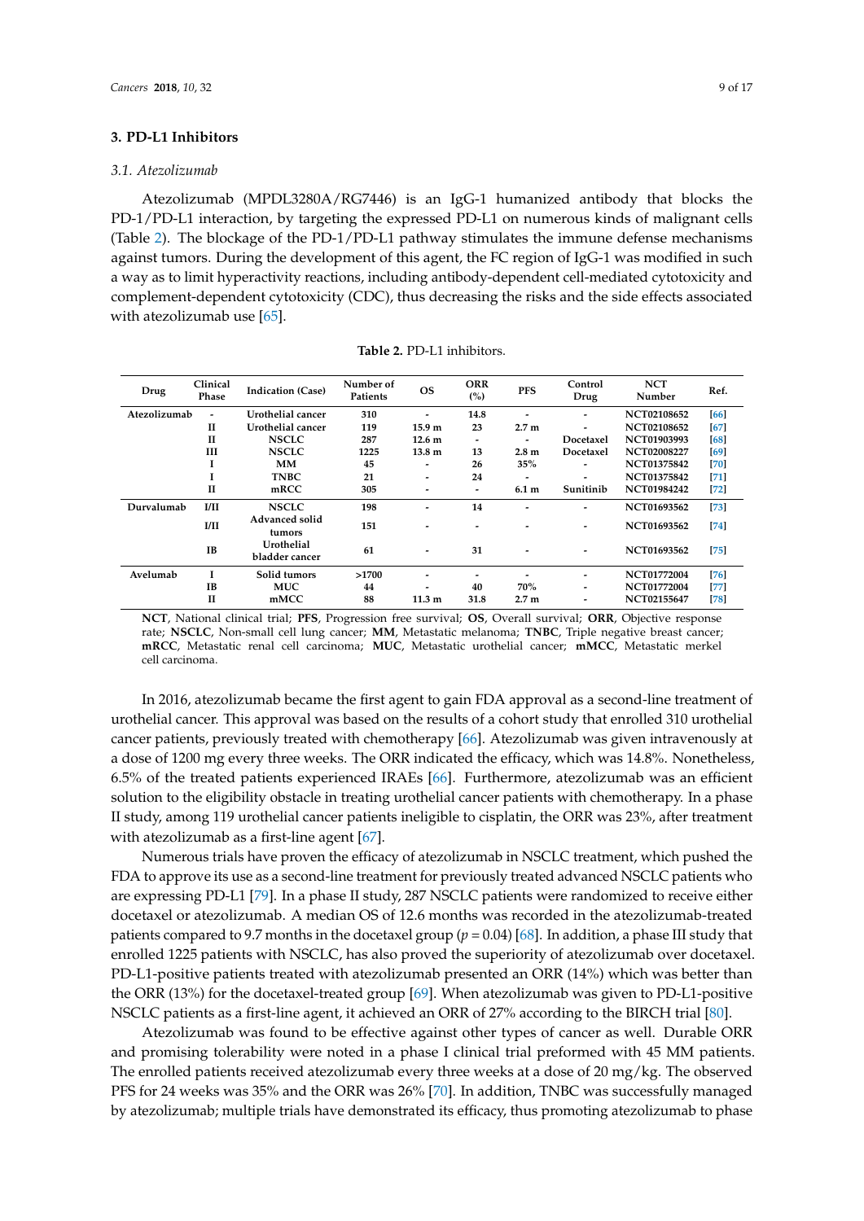## 3. PD-L1 Inhibitors

### *3.1. Atezolizumab*

Atezolizumab (MPDL3280A/RG7446) is an IgG-1 humanized antibody that blocks the PD-1/PD-L1 interaction, by targeting the expressed PD-L1 on numerous kinds of malignant cells (Table 2). The blockage of the PD-1/PD-L1 pathway stimulates the immune defense mechanisms against tumors. During the development of this agent, the FC region of IgG-1 was modified in such a way as to limit hyperactivity reactions, including antibody-dependent cell-mediated cytotoxicity and complement-dependent cytotoxicity (CDC), thus decreasing the risks and the side effects associated with atezolizumab use [65].

**Table 2.** PD-L1 inhibitors.

| Drug | Clinical Phase | Indication (Case) | Number of Patients | OS | ORR (%) | PFS | Control Drug | NCT Number | Ref. |
|---|---|---|---|---|---|---|---|---|---|
| Atezolizumab | - | Urothelial cancer | 310 | - | 14.8 | - | - | NCT02108652 | [66] |
| | II | Urothelial cancer | 119 | 15.9 m | 23 | 2.7 m | - | NCT02108652 | [67] |
| | II | NSCLC | 287 | 12.6 m | - | - | Docetaxel | NCT01903993 | [68] |
| | III | NSCLC | 1225 | 13.8 m | 13 | 2.8 m | Docetaxel | NCT02008227 | [69] |
| | I | MM | 45 | - | 26 | 35% | - | NCT01375842 | [70] |
| | I | TNBC | 21 | - | 24 | - | - | NCT01375842 | [71] |
| | II | mRCC | 305 | - | - | 6.1 m | Sunitinib | NCT01984242 | [72] |
| Durvalumab | I/II | NSCLC | 198 | - | 14 | - | - | NCT01693562 | [73] |
| | I/II | Advanced solid tumors | 151 | - | - | - | - | NCT01693562 | [74] |
| | IB | Urothelial bladder cancer | 61 | - | 31 | - | - | NCT01693562 | [75] |
| Avelumab | I | Solid tumors | >1700 | - | - | - | - | NCT01772004 | [76] |
| | IB | MUC | 44 | - | 40 | 70% | - | NCT01772004 | [77] |
| | II | mMCC | 88 | 11.3 m | 31.8 | 2.7 m | - | NCT02155647 | [78] |

**NCT**, National clinical trial; **PFS**, Progression free survival; **OS**, Overall survival; **ORR**, Objective response rate; **NSCLC**, Non-small cell lung cancer; **MM**, Metastatic melanoma; **TNBC**, Triple negative breast cancer; **mRCC**, Metastatic renal cell carcinoma; **MUC**, Metastatic urothelial cancer; **mMCC**, Metastatic merkel cell carcinoma.

In 2016, atezolizumab became the first agent to gain FDA approval as a second-line treatment of urothelial cancer. This approval was based on the results of a cohort study that enrolled 310 urothelial cancer patients, previously treated with chemotherapy [66]. Atezolizumab was given intravenously at a dose of 1200 mg every three weeks. The ORR indicated the efficacy, which was 14.8%. Nonetheless, 6.5% of the treated patients experienced IRAEs [66]. Furthermore, atezolizumab was an efficient solution to the eligibility obstacle in treating urothelial cancer patients with chemotherapy. In a phase II study, among 119 urothelial cancer patients ineligible to cisplatin, the ORR was 23%, after treatment with atezolizumab as a first-line agent [67].

Numerous trials have proven the efficacy of atezolizumab in NSCLC treatment, which pushed the FDA to approve its use as a second-line treatment for previously treated advanced NSCLC patients who are expressing PD-L1 [79]. In a phase II study, 287 NSCLC patients were randomized to receive either docetaxel or atezolizumab. A median OS of 12.6 months was recorded in the atezolizumab-treated patients compared to 9.7 months in the docetaxel group ($p = 0.04$) [68]. In addition, a phase III study that enrolled 1225 patients with NSCLC, has also proved the superiority of atezolizumab over docetaxel. PD-L1-positive patients treated with atezolizumab presented an ORR (14%) which was better than the ORR (13%) for the docetaxel-treated group [69]. When atezolizumab was given to PD-L1-positive NSCLC patients as a first-line agent, it achieved an ORR of 27% according to the BIRCH trial [80].

Atezolizumab was found to be effective against other types of cancer as well. Durable ORR and promising tolerability were noted in a phase I clinical trial preformed with 45 MM patients. The enrolled patients received atezolizumab every three weeks at a dose of 20 mg/kg. The observed PFS for 24 weeks was 35% and the ORR was 26% [70]. In addition, TNBC was successfully managed by atezolizumab; multiple trials have demonstrated its efficacy, thus promoting atezolizumab to phase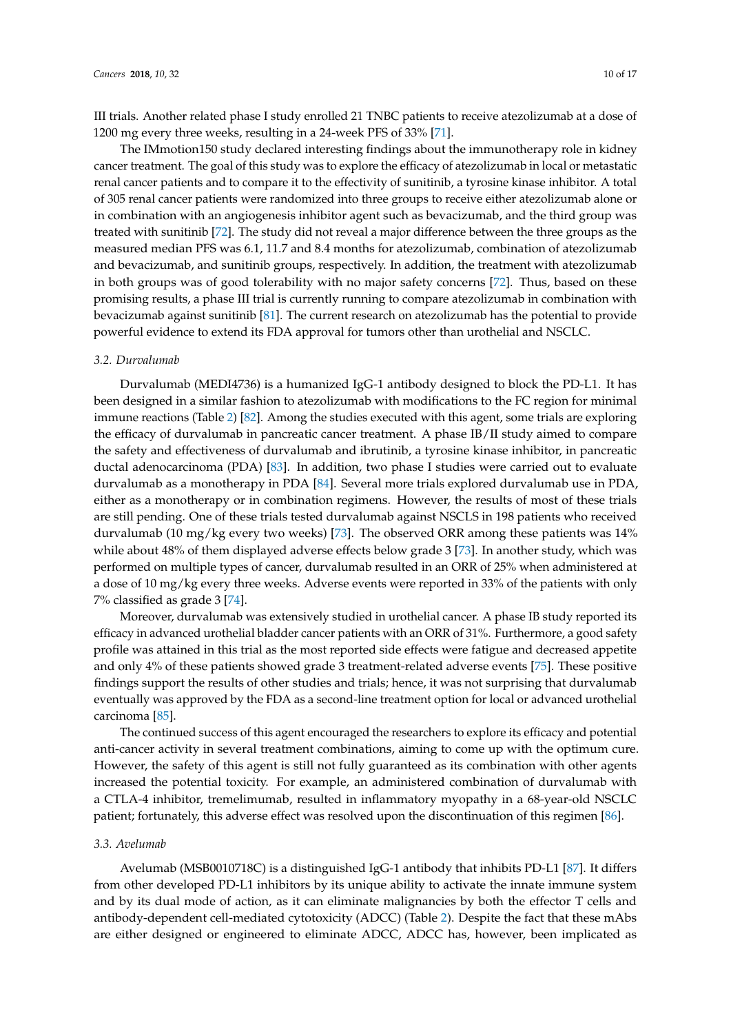III trials. Another related phase I study enrolled 21 TNBC patients to receive atezolizumab at a dose of 1200 mg every three weeks, resulting in a 24-week PFS of 33% [71].

The IMmotion150 study declared interesting findings about the immunotherapy role in kidney cancer treatment. The goal of this study was to explore the efficacy of atezolizumab in local or metastatic renal cancer patients and to compare it to the effectivity of sunitinib, a tyrosine kinase inhibitor. A total of 305 renal cancer patients were randomized into three groups to receive either atezolizumab alone or in combination with an angiogenesis inhibitor agent such as bevacizumab, and the third group was treated with sunitinib [72]. The study did not reveal a major difference between the three groups as the measured median PFS was 6.1, 11.7 and 8.4 months for atezolizumab, combination of atezolizumab and bevacizumab, and sunitinib groups, respectively. In addition, the treatment with atezolizumab in both groups was of good tolerability with no major safety concerns [72]. Thus, based on these promising results, a phase III trial is currently running to compare atezolizumab in combination with bevacizumab against sunitinib [81]. The current research on atezolizumab has the potential to provide powerful evidence to extend its FDA approval for tumors other than urothelial and NSCLC.

### 3.2. Durvalumab

Durvalumab (MEDI4736) is a humanized IgG-1 antibody designed to block the PD-L1. It has been designed in a similar fashion to atezolizumab with modifications to the FC region for minimal immune reactions (Table 2) [82]. Among the studies executed with this agent, some trials are exploring the efficacy of durvalumab in pancreatic cancer treatment. A phase IB/II study aimed to compare the safety and effectiveness of durvalumab and ibrutinib, a tyrosine kinase inhibitor, in pancreatic ductal adenocarcinoma (PDA) [83]. In addition, two phase I studies were carried out to evaluate durvalumab as a monotherapy in PDA [84]. Several more trials explored durvalumab use in PDA, either as a monotherapy or in combination regimens. However, the results of most of these trials are still pending. One of these trials tested durvalumab against NSCLS in 198 patients who received durvalumab (10 mg/kg every two weeks) [73]. The observed ORR among these patients was 14% while about 48% of them displayed adverse effects below grade 3 [73]. In another study, which was performed on multiple types of cancer, durvalumab resulted in an ORR of 25% when administered at a dose of 10 mg/kg every three weeks. Adverse events were reported in 33% of the patients with only 7% classified as grade 3 [74].

Moreover, durvalumab was extensively studied in urothelial cancer. A phase IB study reported its efficacy in advanced urothelial bladder cancer patients with an ORR of 31%. Furthermore, a good safety profile was attained in this trial as the most reported side effects were fatigue and decreased appetite and only 4% of these patients showed grade 3 treatment-related adverse events [75]. These positive findings support the results of other studies and trials; hence, it was not surprising that durvalumab eventually was approved by the FDA as a second-line treatment option for local or advanced urothelial carcinoma [85].

The continued success of this agent encouraged the researchers to explore its efficacy and potential anti-cancer activity in several treatment combinations, aiming to come up with the optimum cure. However, the safety of this agent is still not fully guaranteed as its combination with other agents increased the potential toxicity. For example, an administered combination of durvalumab with a CTLA-4 inhibitor, tremelimumab, resulted in inflammatory myopathy in a 68-year-old NSCLC patient; fortunately, this adverse effect was resolved upon the discontinuation of this regimen [86].

### 3.3. Avelumab

Avelumab (MSB0010718C) is a distinguished IgG-1 antibody that inhibits PD-L1 [87]. It differs from other developed PD-L1 inhibitors by its unique ability to activate the innate immune system and by its dual mode of action, as it can eliminate malignancies by both the effector T cells and antibody-dependent cell-mediated cytotoxicity (ADCC) (Table 2). Despite the fact that these mAbs are either designed or engineered to eliminate ADCC, ADCC has, however, been implicated as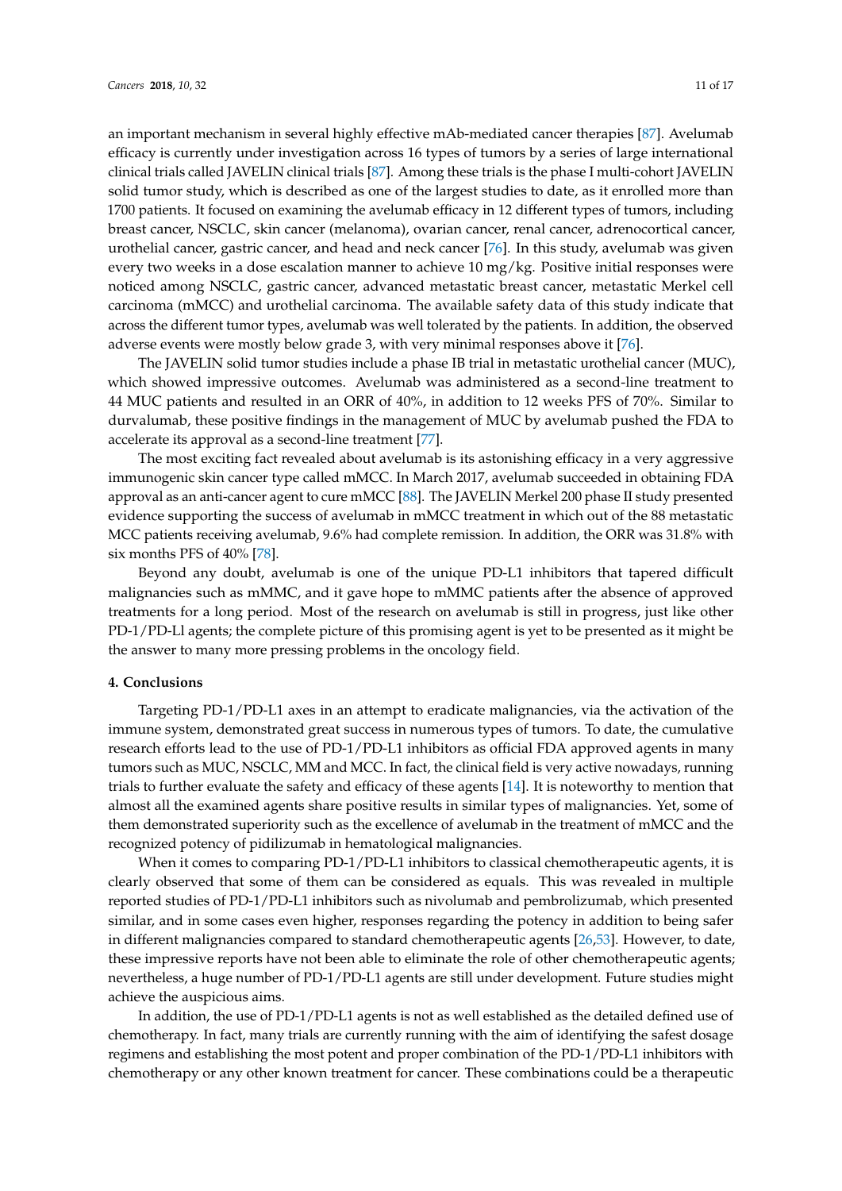an important mechanism in several highly effective mAb-mediated cancer therapies [87]. Avelumab efficacy is currently under investigation across 16 types of tumors by a series of large international clinical trials called JAVELIN clinical trials [87]. Among these trials is the phase I multi-cohort JAVELIN solid tumor study, which is described as one of the largest studies to date, as it enrolled more than 1700 patients. It focused on examining the avelumab efficacy in 12 different types of tumors, including breast cancer, NSCLC, skin cancer (melanoma), ovarian cancer, renal cancer, adrenocortical cancer, urothelial cancer, gastric cancer, and head and neck cancer [76]. In this study, avelumab was given every two weeks in a dose escalation manner to achieve 10 mg/kg. Positive initial responses were noticed among NSCLC, gastric cancer, advanced metastatic breast cancer, metastatic Merkel cell carcinoma (mMCC) and urothelial carcinoma. The available safety data of this study indicate that across the different tumor types, avelumab was well tolerated by the patients. In addition, the observed adverse events were mostly below grade 3, with very minimal responses above it [76].

The JAVELIN solid tumor studies include a phase IB trial in metastatic urothelial cancer (MUC), which showed impressive outcomes. Avelumab was administered as a second-line treatment to 44 MUC patients and resulted in an ORR of 40%, in addition to 12 weeks PFS of 70%. Similar to durvalumab, these positive findings in the management of MUC by avelumab pushed the FDA to accelerate its approval as a second-line treatment [77].

The most exciting fact revealed about avelumab is its astonishing efficacy in a very aggressive immunogenic skin cancer type called mMCC. In March 2017, avelumab succeeded in obtaining FDA approval as an anti-cancer agent to cure mMCC [88]. The JAVELIN Merkel 200 phase II study presented evidence supporting the success of avelumab in mMCC treatment in which out of the 88 metastatic MCC patients receiving avelumab, 9.6% had complete remission. In addition, the ORR was 31.8% with six months PFS of 40% [78].

Beyond any doubt, avelumab is one of the unique PD-L1 inhibitors that tapered difficult malignancies such as mMMC, and it gave hope to mMMC patients after the absence of approved treatments for a long period. Most of the research on avelumab is still in progress, just like other PD-1/PD-Ll agents; the complete picture of this promising agent is yet to be presented as it might be the answer to many more pressing problems in the oncology field.

## 4. Conclusions

Targeting PD-1/PD-L1 axes in an attempt to eradicate malignancies, via the activation of the immune system, demonstrated great success in numerous types of tumors. To date, the cumulative research efforts lead to the use of PD-1/PD-L1 inhibitors as official FDA approved agents in many tumors such as MUC, NSCLC, MM and MCC. In fact, the clinical field is very active nowadays, running trials to further evaluate the safety and efficacy of these agents [14]. It is noteworthy to mention that almost all the examined agents share positive results in similar types of malignancies. Yet, some of them demonstrated superiority such as the excellence of avelumab in the treatment of mMCC and the recognized potency of pidilizumab in hematological malignancies.

When it comes to comparing PD-1/PD-L1 inhibitors to classical chemotherapeutic agents, it is clearly observed that some of them can be considered as equals. This was revealed in multiple reported studies of PD-1/PD-L1 inhibitors such as nivolumab and pembrolizumab, which presented similar, and in some cases even higher, responses regarding the potency in addition to being safer in different malignancies compared to standard chemotherapeutic agents [26,53]. However, to date, these impressive reports have not been able to eliminate the role of other chemotherapeutic agents; nevertheless, a huge number of PD-1/PD-L1 agents are still under development. Future studies might achieve the auspicious aims.

In addition, the use of PD-1/PD-L1 agents is not as well established as the detailed defined use of chemotherapy. In fact, many trials are currently running with the aim of identifying the safest dosage regimens and establishing the most potent and proper combination of the PD-1/PD-L1 inhibitors with chemotherapy or any other known treatment for cancer. These combinations could be a therapeutic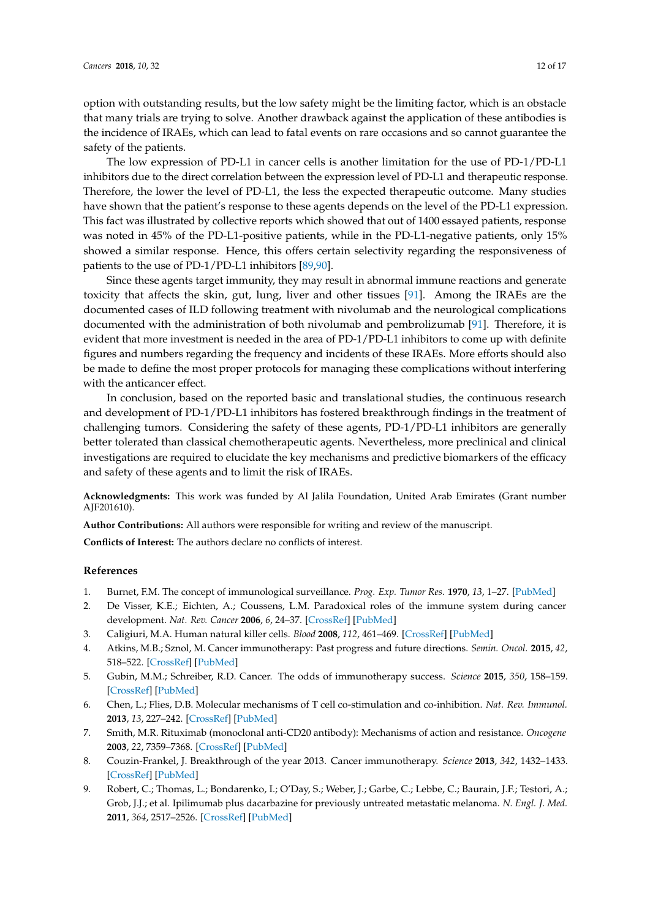option with outstanding results, but the low safety might be the limiting factor, which is an obstacle that many trials are trying to solve. Another drawback against the application of these antibodies is the incidence of IRAEs, which can lead to fatal events on rare occasions and so cannot guarantee the safety of the patients.

The low expression of PD-L1 in cancer cells is another limitation for the use of PD-1/PD-L1 inhibitors due to the direct correlation between the expression level of PD-L1 and therapeutic response. Therefore, the lower the level of PD-L1, the less the expected therapeutic outcome. Many studies have shown that the patient's response to these agents depends on the level of the PD-L1 expression. This fact was illustrated by collective reports which showed that out of 1400 essayed patients, response was noted in 45% of the PD-L1-positive patients, while in the PD-L1-negative patients, only 15% showed a similar response. Hence, this offers certain selectivity regarding the responsiveness of patients to the use of PD-1/PD-L1 inhibitors [89,90].

Since these agents target immunity, they may result in abnormal immune reactions and generate toxicity that affects the skin, gut, lung, liver and other tissues [91]. Among the IRAEs are the documented cases of ILD following treatment with nivolumab and the neurological complications documented with the administration of both nivolumab and pembrolizumab [91]. Therefore, it is evident that more investment is needed in the area of PD-1/PD-L1 inhibitors to come up with definite figures and numbers regarding the frequency and incidents of these IRAEs. More efforts should also be made to define the most proper protocols for managing these complications without interfering with the anticancer effect.

In conclusion, based on the reported basic and translational studies, the continuous research and development of PD-1/PD-L1 inhibitors has fostered breakthrough findings in the treatment of challenging tumors. Considering the safety of these agents, PD-1/PD-L1 inhibitors are generally better tolerated than classical chemotherapeutic agents. Nevertheless, more preclinical and clinical investigations are required to elucidate the key mechanisms and predictive biomarkers of the efficacy and safety of these agents and to limit the risk of IRAEs.

**Acknowledgments:** This work was funded by Al Jalila Foundation, United Arab Emirates (Grant number AJF201610).

**Author Contributions:** All authors were responsible for writing and review of the manuscript.

**Conflicts of Interest:** The authors declare no conflicts of interest.

## References

1. Burnet, F.M. The concept of immunological surveillance. *Prog. Exp. Tumor Res.* **1970**, *13*, 1–27. [PubMed]
2. De Visser, K.E.; Eichten, A.; Coussens, L.M. Paradoxical roles of the immune system during cancer development. *Nat. Rev. Cancer* **2006**, *6*, 24–37. [CrossRef] [PubMed]
3. Caligiuri, M.A. Human natural killer cells. *Blood* **2008**, *112*, 461–469. [CrossRef] [PubMed]
4. Atkins, M.B.; Sznol, M. Cancer immunotherapy: Past progress and future directions. *Semin. Oncol.* **2015**, *42*, 518–522. [CrossRef] [PubMed]
5. Gubin, M.M.; Schreiber, R.D. Cancer. The odds of immunotherapy success. *Science* **2015**, *350*, 158–159. [CrossRef] [PubMed]
6. Chen, L.; Flies, D.B. Molecular mechanisms of T cell co-stimulation and co-inhibition. *Nat. Rev. Immunol.* **2013**, *13*, 227–242. [CrossRef] [PubMed]
7. Smith, M.R. Rituximab (monoclonal anti-CD20 antibody): Mechanisms of action and resistance. *Oncogene* **2003**, *22*, 7359–7368. [CrossRef] [PubMed]
8. Couzin-Frankel, J. Breakthrough of the year 2013. Cancer immunotherapy. *Science* **2013**, *342*, 1432–1433. [CrossRef] [PubMed]
9. Robert, C.; Thomas, L.; Bondarenko, I.; O'Day, S.; Weber, J.; Garbe, C.; Lebbe, C.; Baurain, J.F.; Testori, A.; Grob, J.J.; et al. Ipilimumab plus dacarbazine for previously untreated metastatic melanoma. *N. Engl. J. Med.* **2011**, *364*, 2517–2526. [CrossRef] [PubMed]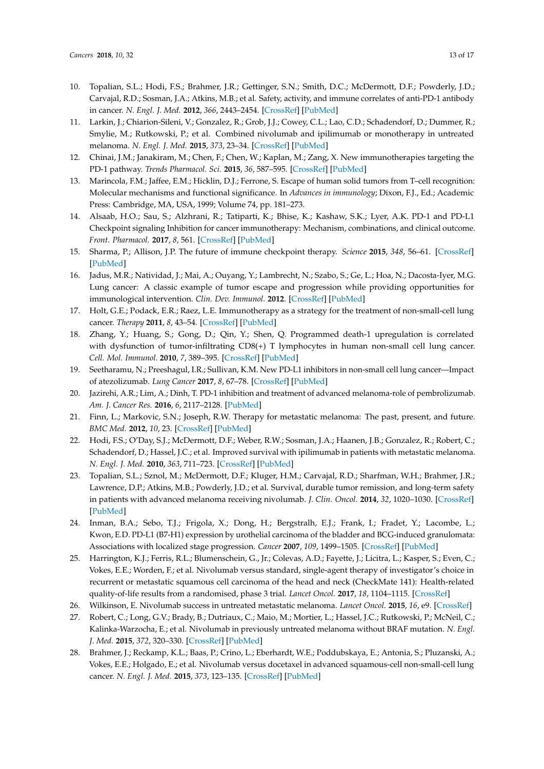10. Topalian, S.L.; Hodi, F.S.; Brahmer, J.R.; Gettinger, S.N.; Smith, D.C.; McDermott, D.F.; Powderly, J.D.; Carvajal, R.D.; Sosman, J.A.; Atkins, M.B.; et al. Safety, activity, and immune correlates of anti-PD-1 antibody in cancer. *N. Engl. J. Med.* **2012**, *366*, 2443–2454. [CrossRef] [PubMed]
11. Larkin, J.; Chiarion-Sileni, V.; Gonzalez, R.; Grob, J.J.; Cowey, C.L.; Lao, C.D.; Schadendorf, D.; Dummer, R.; Smylie, M.; Rutkowski, P.; et al. Combined nivolumab and ipilimumab or monotherapy in untreated melanoma. *N. Engl. J. Med.* **2015**, *373*, 23–34. [CrossRef] [PubMed]
12. Chinai, J.M.; Janakiram, M.; Chen, F.; Chen, W.; Kaplan, M.; Zang, X. New immunotherapies targeting the PD-1 pathway. *Trends Pharmacol. Sci.* **2015**, *36*, 587–595. [CrossRef] [PubMed]
13. Marincola, F.M.; Jaffee, E.M.; Hicklin, D.J.; Ferrone, S. Escape of human solid tumors from T–cell recognition: Molecular mechanisms and functional significance. In *Advances in immunology*; Dixon, F.J., Ed.; Academic Press: Cambridge, MA, USA, 1999; Volume 74, pp. 181–273.
14. Alsaab, H.O.; Sau, S.; Alzhrani, R.; Tatiparti, K.; Bhise, K.; Kashaw, S.K.; Lyer, A.K. PD-1 and PD-L1 Checkpoint signaling Inhibition for cancer immunotherapy: Mechanism, combinations, and clinical outcome. *Front. Pharmacol.* **2017**, *8*, 561. [CrossRef] [PubMed]
15. Sharma, P.; Allison, J.P. The future of immune checkpoint therapy. *Science* **2015**, *348*, 56–61. [CrossRef] [PubMed]
16. Jadus, M.R.; Natividad, J.; Mai, A.; Ouyang, Y.; Lambrecht, N.; Szabo, S.; Ge, L.; Hoa, N.; Dacosta-Iyer, M.G. Lung cancer: A classic example of tumor escape and progression while providing opportunities for immunological intervention. *Clin. Dev. Immunol.* **2012**. [CrossRef] [PubMed]
17. Holt, G.E.; Podack, E.R.; Raez, L.E. Immunotherapy as a strategy for the treatment of non-small-cell lung cancer. *Therapy* **2011**, *8*, 43–54. [CrossRef] [PubMed]
18. Zhang, Y.; Huang, S.; Gong, D.; Qin, Y.; Shen, Q. Programmed death-1 upregulation is correlated with dysfunction of tumor-infiltrating CD8(+) T lymphocytes in human non-small cell lung cancer. *Cell. Mol. Immunol.* **2010**, *7*, 389–395. [CrossRef] [PubMed]
19. Seetharamu, N.; Preeshagul, I.R.; Sullivan, K.M. New PD-L1 inhibitors in non-small cell lung cancer—Impact of atezolizumab. *Lung Cancer* **2017**, *8*, 67–78. [CrossRef] [PubMed]
20. Jazirehi, A.R.; Lim, A.; Dinh, T. PD-1 inhibition and treatment of advanced melanoma-role of pembrolizumab. *Am. J. Cancer Res.* **2016**, *6*, 2117–2128. [PubMed]
21. Finn, L.; Markovic, S.N.; Joseph, R.W. Therapy for metastatic melanoma: The past, present, and future. *BMC Med.* **2012**, *10*, 23. [CrossRef] [PubMed]
22. Hodi, F.S.; O'Day, S.J.; McDermott, D.F.; Weber, R.W.; Sosman, J.A.; Haanen, J.B.; Gonzalez, R.; Robert, C.; Schadendorf, D.; Hassel, J.C.; et al. Improved survival with ipilimumab in patients with metastatic melanoma. *N. Engl. J. Med.* **2010**, *363*, 711–723. [CrossRef] [PubMed]
23. Topalian, S.L.; Sznol, M.; McDermott, D.F.; Kluger, H.M.; Carvajal, R.D.; Sharfman, W.H.; Brahmer, J.R.; Lawrence, D.P.; Atkins, M.B.; Powderly, J.D.; et al. Survival, durable tumor remission, and long-term safety in patients with advanced melanoma receiving nivolumab. *J. Clin. Oncol.* **2014**, *32*, 1020–1030. [CrossRef] [PubMed]
24. Inman, B.A.; Sebo, T.J.; Frigola, X.; Dong, H.; Bergstralh, E.J.; Frank, I.; Fradet, Y.; Lacombe, L.; Kwon, E.D. PD-L1 (B7-H1) expression by urothelial carcinoma of the bladder and BCG-induced granulomata: Associations with localized stage progression. *Cancer* **2007**, *109*, 1499–1505. [CrossRef] [PubMed]
25. Harrington, K.J.; Ferris, R.L.; Blumenschein, G., Jr.; Colevas, A.D.; Fayette, J.; Licitra, L.; Kasper, S.; Even, C.; Vokes, E.E.; Worden, F.; et al. Nivolumab versus standard, single-agent therapy of investigator's choice in recurrent or metastatic squamous cell carcinoma of the head and neck (CheckMate 141): Health-related quality-of-life results from a randomised, phase 3 trial. *Lancet Oncol.* **2017**, *18*, 1104–1115. [CrossRef]
26. Wilkinson, E. Nivolumab success in untreated metastatic melanoma. *Lancet Oncol.* **2015**, *16*, e9. [CrossRef]
27. Robert, C.; Long, G.V.; Brady, B.; Dutriaux, C.; Maio, M.; Mortier, L.; Hassel, J.C.; Rutkowski, P.; McNeil, C.; Kalinka-Warzocha, E.; et al. Nivolumab in previously untreated melanoma without BRAF mutation. *N. Engl. J. Med.* **2015**, *372*, 320–330. [CrossRef] [PubMed]
28. Brahmer, J.; Reckamp, K.L.; Baas, P.; Crino, L.; Eberhardt, W.E.; Poddubskaya, E.; Antonia, S.; Pluzanski, A.; Vokes, E.E.; Holgado, E.; et al. Nivolumab versus docetaxel in advanced squamous-cell non-small-cell lung cancer. *N. Engl. J. Med.* **2015**, *373*, 123–135. [CrossRef] [PubMed]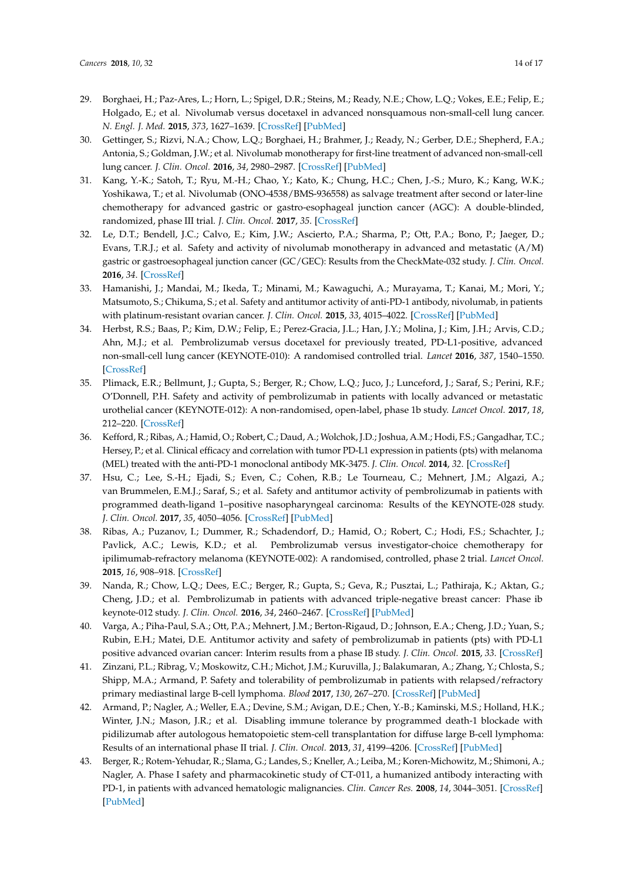29. Borghaei, H.; Paz-Ares, L.; Horn, L.; Spigel, D.R.; Steins, M.; Ready, N.E.; Chow, L.Q.; Vokes, E.E.; Felip, E.; Holgado, E.; et al. Nivolumab versus docetaxel in advanced nonsquamous non-small-cell lung cancer. *N. Engl. J. Med.* **2015**, *373*, 1627–1639. [CrossRef] [PubMed]
30. Gettinger, S.; Rizvi, N.A.; Chow, L.Q.; Borghaei, H.; Brahmer, J.; Ready, N.; Gerber, D.E.; Shepherd, F.A.; Antonia, S.; Goldman, J.W.; et al. Nivolumab monotherapy for first-line treatment of advanced non-small-cell lung cancer. *J. Clin. Oncol.* **2016**, *34*, 2980–2987. [CrossRef] [PubMed]
31. Kang, Y.-K.; Satoh, T.; Ryu, M.-H.; Chao, Y.; Kato, K.; Chung, H.C.; Chen, J.-S.; Muro, K.; Kang, W.K.; Yoshikawa, T.; et al. Nivolumab (ONO-4538/BMS-936558) as salvage treatment after second or later-line chemotherapy for advanced gastric or gastro-esophageal junction cancer (AGC): A double-blinded, randomized, phase III trial. *J. Clin. Oncol.* **2017**, *35*. [CrossRef]
32. Le, D.T.; Bendell, J.C.; Calvo, E.; Kim, J.W.; Ascierto, P.A.; Sharma, P.; Ott, P.A.; Bono, P.; Jaeger, D.; Evans, T.R.J.; et al. Safety and activity of nivolumab monotherapy in advanced and metastatic (A/M) gastric or gastroesophageal junction cancer (GC/GEC): Results from the CheckMate-032 study. *J. Clin. Oncol.* **2016**, *34*. [CrossRef]
33. Hamanishi, J.; Mandai, M.; Ikeda, T.; Minami, M.; Kawaguchi, A.; Murayama, T.; Kanai, M.; Mori, Y.; Matsumoto, S.; Chikuma, S.; et al. Safety and antitumor activity of anti-PD-1 antibody, nivolumab, in patients with platinum-resistant ovarian cancer. *J. Clin. Oncol.* **2015**, *33*, 4015–4022. [CrossRef] [PubMed]
34. Herbst, R.S.; Baas, P.; Kim, D.W.; Felip, E.; Perez-Gracia, J.L.; Han, J.Y.; Molina, J.; Kim, J.H.; Arvis, C.D.; Ahn, M.J.; et al. Pembrolizumab versus docetaxel for previously treated, PD-L1-positive, advanced non-small-cell lung cancer (KEYNOTE-010): A randomised controlled trial. *Lancet* **2016**, *387*, 1540–1550. [CrossRef]
35. Plimack, E.R.; Bellmunt, J.; Gupta, S.; Berger, R.; Chow, L.Q.; Juco, J.; Lunceford, J.; Saraf, S.; Perini, R.F.; O'Donnell, P.H. Safety and activity of pembrolizumab in patients with locally advanced or metastatic urothelial cancer (KEYNOTE-012): A non-randomised, open-label, phase 1b study. *Lancet Oncol.* **2017**, *18*, 212–220. [CrossRef]
36. Kefford, R.; Ribas, A.; Hamid, O.; Robert, C.; Daud, A.; Wolchok, J.D.; Joshua, A.M.; Hodi, F.S.; Gangadhar, T.C.; Hersey, P.; et al. Clinical efficacy and correlation with tumor PD-L1 expression in patients (pts) with melanoma (MEL) treated with the anti-PD-1 monoclonal antibody MK-3475. *J. Clin. Oncol.* **2014**, *32*. [CrossRef]
37. Hsu, C.; Lee, S.-H.; Ejadi, S.; Even, C.; Cohen, R.B.; Le Tourneau, C.; Mehnert, J.M.; Algazi, A.; van Brummelen, E.M.J.; Saraf, S.; et al. Safety and antitumor activity of pembrolizumab in patients with programmed death-ligand 1–positive nasopharyngeal carcinoma: Results of the KEYNOTE-028 study. *J. Clin. Oncol.* **2017**, *35*, 4050–4056. [CrossRef] [PubMed]
38. Ribas, A.; Puzanov, I.; Dummer, R.; Schadendorf, D.; Hamid, O.; Robert, C.; Hodi, F.S.; Schachter, J.; Pavlick, A.C.; Lewis, K.D.; et al. Pembrolizumab versus investigator-choice chemotherapy for ipilimumab-refractory melanoma (KEYNOTE-002): A randomised, controlled, phase 2 trial. *Lancet Oncol.* **2015**, *16*, 908–918. [CrossRef]
39. Nanda, R.; Chow, L.Q.; Dees, E.C.; Berger, R.; Gupta, S.; Geva, R.; Pusztai, L.; Pathiraja, K.; Aktan, G.; Cheng, J.D.; et al. Pembrolizumab in patients with advanced triple-negative breast cancer: Phase ib keynote-012 study. *J. Clin. Oncol.* **2016**, *34*, 2460–2467. [CrossRef] [PubMed]
40. Varga, A.; Piha-Paul, S.A.; Ott, P.A.; Mehnert, J.M.; Berton-Rigaud, D.; Johnson, E.A.; Cheng, J.D.; Yuan, S.; Rubin, E.H.; Matei, D.E. Antitumor activity and safety of pembrolizumab in patients (pts) with PD-L1 positive advanced ovarian cancer: Interim results from a phase IB study. *J. Clin. Oncol.* **2015**, *33*. [CrossRef]
41. Zinzani, P.L.; Ribrag, V.; Moskowitz, C.H.; Michot, J.M.; Kuruvilla, J.; Balakumaran, A.; Zhang, Y.; Chlosta, S.; Shipp, M.A.; Armand, P. Safety and tolerability of pembrolizumab in patients with relapsed/refractory primary mediastinal large B-cell lymphoma. *Blood* **2017**, *130*, 267–270. [CrossRef] [PubMed]
42. Armand, P.; Nagler, A.; Weller, E.A.; Devine, S.M.; Avigan, D.E.; Chen, Y.-B.; Kaminski, M.S.; Holland, H.K.; Winter, J.N.; Mason, J.R.; et al. Disabling immune tolerance by programmed death-1 blockade with pidilizumab after autologous hematopoietic stem-cell transplantation for diffuse large B-cell lymphoma: Results of an international phase II trial. *J. Clin. Oncol.* **2013**, *31*, 4199–4206. [CrossRef] [PubMed]
43. Berger, R.; Rotem-Yehudar, R.; Slama, G.; Landes, S.; Kneller, A.; Leiba, M.; Koren-Michowitz, M.; Shimoni, A.; Nagler, A. Phase I safety and pharmacokinetic study of CT-011, a humanized antibody interacting with PD-1, in patients with advanced hematologic malignancies. *Clin. Cancer Res.* **2008**, *14*, 3044–3051. [CrossRef] [PubMed]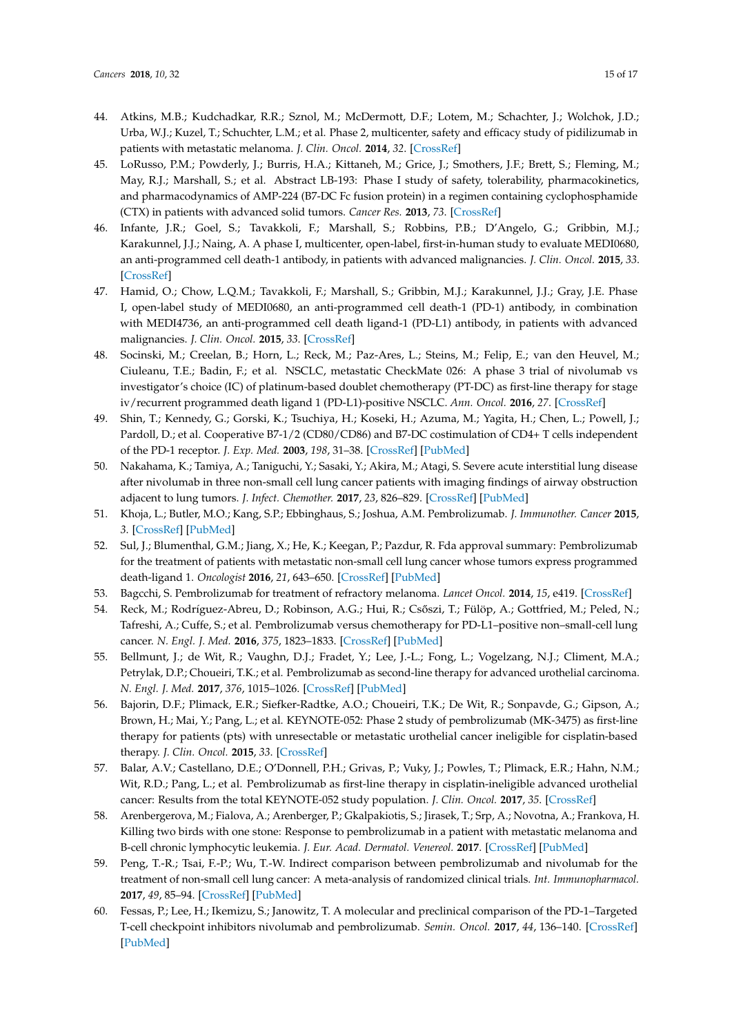44. Atkins, M.B.; Kudchadkar, R.R.; Sznol, M.; McDermott, D.F.; Lotem, M.; Schachter, J.; Wolchok, J.D.; Urba, W.J.; Kuzel, T.; Schuchter, L.M.; et al. Phase 2, multicenter, safety and efficacy study of pidilizumab in patients with metastatic melanoma. *J. Clin. Oncol.* **2014**, *32*. [CrossRef]
45. LoRusso, P.M.; Powderly, J.; Burris, H.A.; Kittaneh, M.; Grice, J.; Smothers, J.F.; Brett, S.; Fleming, M.; May, R.J.; Marshall, S.; et al. Abstract LB-193: Phase I study of safety, tolerability, pharmacokinetics, and pharmacodynamics of AMP-224 (B7-DC Fc fusion protein) in a regimen containing cyclophosphamide (CTX) in patients with advanced solid tumors. *Cancer Res.* **2013**, *73*. [CrossRef]
46. Infante, J.R.; Goel, S.; Tavakkoli, F.; Marshall, S.; Robbins, P.B.; D'Angelo, G.; Gribbin, M.J.; Karakunnel, J.J.; Naing, A. A phase I, multicenter, open-label, first-in-human study to evaluate MEDI0680, an anti-programmed cell death-1 antibody, in patients with advanced malignancies. *J. Clin. Oncol.* **2015**, *33*. [CrossRef]
47. Hamid, O.; Chow, L.Q.M.; Tavakkoli, F.; Marshall, S.; Gribbin, M.J.; Karakunnel, J.J.; Gray, J.E. Phase I, open-label study of MEDI0680, an anti-programmed cell death-1 (PD-1) antibody, in combination with MEDI4736, an anti-programmed cell death ligand-1 (PD-L1) antibody, in patients with advanced malignancies. *J. Clin. Oncol.* **2015**, *33*. [CrossRef]
48. Socinski, M.; Creelan, B.; Horn, L.; Reck, M.; Paz-Ares, L.; Steins, M.; Felip, E.; van den Heuvel, M.; Ciuleanu, T.E.; Badin, F.; et al. NSCLC, metastatic CheckMate 026: A phase 3 trial of nivolumab vs investigator's choice (IC) of platinum-based doublet chemotherapy (PT-DC) as first-line therapy for stage iv/recurrent programmed death ligand 1 (PD-L1)-positive NSCLC. *Ann. Oncol.* **2016**, *27*. [CrossRef]
49. Shin, T.; Kennedy, G.; Gorski, K.; Tsuchiya, H.; Koseki, H.; Azuma, M.; Yagita, H.; Chen, L.; Powell, J.; Pardoll, D.; et al. Cooperative B7-1/2 (CD80/CD86) and B7-DC costimulation of CD4+ T cells independent of the PD-1 receptor. *J. Exp. Med.* **2003**, *198*, 31–38. [CrossRef] [PubMed]
50. Nakahama, K.; Tamiya, A.; Taniguchi, Y.; Sasaki, Y.; Akira, M.; Atagi, S. Severe acute interstitial lung disease after nivolumab in three non-small cell lung cancer patients with imaging findings of airway obstruction adjacent to lung tumors. *J. Infect. Chemother.* **2017**, *23*, 826–829. [CrossRef] [PubMed]
51. Khoja, L.; Butler, M.O.; Kang, S.P.; Ebbinghaus, S.; Joshua, A.M. Pembrolizumab. *J. Immunother. Cancer* **2015**, *3*. [CrossRef] [PubMed]
52. Sul, J.; Blumenthal, G.M.; Jiang, X.; He, K.; Keegan, P.; Pazdur, R. Fda approval summary: Pembrolizumab for the treatment of patients with metastatic non-small cell lung cancer whose tumors express programmed death-ligand 1. *Oncologist* **2016**, *21*, 643–650. [CrossRef] [PubMed]
53. Bagcchi, S. Pembrolizumab for treatment of refractory melanoma. *Lancet Oncol.* **2014**, *15*, e419. [CrossRef]
54. Reck, M.; Rodríguez-Abreu, D.; Robinson, A.G.; Hui, R.; Csőszi, T.; Fülöp, A.; Gottfried, M.; Peled, N.; Tafreshi, A.; Cuffe, S.; et al. Pembrolizumab versus chemotherapy for PD-L1–positive non–small-cell lung cancer. *N. Engl. J. Med.* **2016**, *375*, 1823–1833. [CrossRef] [PubMed]
55. Bellmunt, J.; de Wit, R.; Vaughn, D.J.; Fradet, Y.; Lee, J.-L.; Fong, L.; Vogelzang, N.J.; Climent, M.A.; Petrylak, D.P.; Choueiri, T.K.; et al. Pembrolizumab as second-line therapy for advanced urothelial carcinoma. *N. Engl. J. Med.* **2017**, *376*, 1015–1026. [CrossRef] [PubMed]
56. Bajorin, D.F.; Plimack, E.R.; Siefker-Radtke, A.O.; Choueiri, T.K.; De Wit, R.; Sonpavde, G.; Gipson, A.; Brown, H.; Mai, Y.; Pang, L.; et al. KEYNOTE-052: Phase 2 study of pembrolizumab (MK-3475) as first-line therapy for patients (pts) with unresectable or metastatic urothelial cancer ineligible for cisplatin-based therapy. *J. Clin. Oncol.* **2015**, *33*. [CrossRef]
57. Balar, A.V.; Castellano, D.E.; O'Donnell, P.H.; Grivas, P.; Vuky, J.; Powles, T.; Plimack, E.R.; Hahn, N.M.; Wit, R.D.; Pang, L.; et al. Pembrolizumab as first-line therapy in cisplatin-ineligible advanced urothelial cancer: Results from the total KEYNOTE-052 study population. *J. Clin. Oncol.* **2017**, *35*. [CrossRef]
58. Arenbergerova, M.; Fialova, A.; Arenberger, P.; Gkalpakiotis, S.; Jirasek, T.; Srp, A.; Novotna, A.; Frankova, H. Killing two birds with one stone: Response to pembrolizumab in a patient with metastatic melanoma and B-cell chronic lymphocytic leukemia. *J. Eur. Acad. Dermatol. Venereol.* **2017**. [CrossRef] [PubMed]
59. Peng, T.-R.; Tsai, F.-P.; Wu, T.-W. Indirect comparison between pembrolizumab and nivolumab for the treatment of non-small cell lung cancer: A meta-analysis of randomized clinical trials. *Int. Immunopharmacol.* **2017**, *49*, 85–94. [CrossRef] [PubMed]
60. Fessas, P.; Lee, H.; Ikemizu, S.; Janowitz, T. A molecular and preclinical comparison of the PD-1–Targeted T-cell checkpoint inhibitors nivolumab and pembrolizumab. *Semin. Oncol.* **2017**, *44*, 136–140. [CrossRef] [PubMed]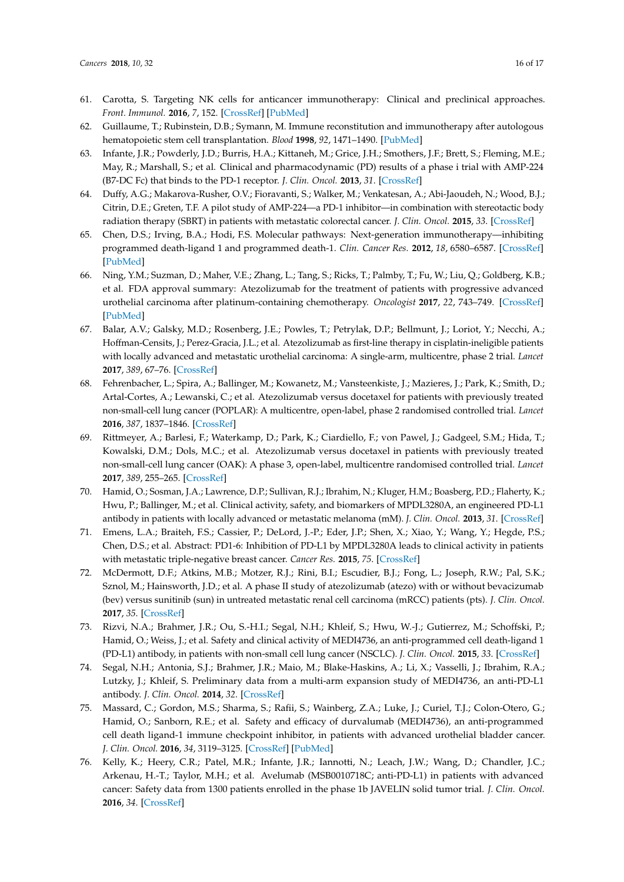61. Carotta, S. Targeting NK cells for anticancer immunotherapy: Clinical and preclinical approaches. *Front. Immunol.* **2016**, *7*, 152. [CrossRef] [PubMed]
62. Guillaume, T.; Rubinstein, D.B.; Symann, M. Immune reconstitution and immunotherapy after autologous hematopoietic stem cell transplantation. *Blood* **1998**, *92*, 1471–1490. [PubMed]
63. Infante, J.R.; Powderly, J.D.; Burris, H.A.; Kittaneh, M.; Grice, J.H.; Smothers, J.F.; Brett, S.; Fleming, M.E.; May, R.; Marshall, S.; et al. Clinical and pharmacodynamic (PD) results of a phase i trial with AMP-224 (B7-DC Fc) that binds to the PD-1 receptor. *J. Clin. Oncol.* **2013**, *31*. [CrossRef]
64. Duffy, A.G.; Makarova-Rusher, O.V.; Fioravanti, S.; Walker, M.; Venkatesan, A.; Abi-Jaoudeh, N.; Wood, B.J.; Citrin, D.E.; Greten, T.F. A pilot study of AMP-224—a PD-1 inhibitor—in combination with stereotactic body radiation therapy (SBRT) in patients with metastatic colorectal cancer. *J. Clin. Oncol.* **2015**, *33*. [CrossRef]
65. Chen, D.S.; Irving, B.A.; Hodi, F.S. Molecular pathways: Next-generation immunotherapy—inhibiting programmed death-ligand 1 and programmed death-1. *Clin. Cancer Res.* **2012**, *18*, 6580–6587. [CrossRef] [PubMed]
66. Ning, Y.M.; Suzman, D.; Maher, V.E.; Zhang, L.; Tang, S.; Ricks, T.; Palmby, T.; Fu, W.; Liu, Q.; Goldberg, K.B.; et al. FDA approval summary: Atezolizumab for the treatment of patients with progressive advanced urothelial carcinoma after platinum-containing chemotherapy. *Oncologist* **2017**, *22*, 743–749. [CrossRef] [PubMed]
67. Balar, A.V.; Galsky, M.D.; Rosenberg, J.E.; Powles, T.; Petrylak, D.P.; Bellmunt, J.; Loriot, Y.; Necchi, A.; Hoffman-Censits, J.; Perez-Gracia, J.L.; et al. Atezolizumab as first-line therapy in cisplatin-ineligible patients with locally advanced and metastatic urothelial carcinoma: A single-arm, multicentre, phase 2 trial. *Lancet* **2017**, *389*, 67–76. [CrossRef]
68. Fehrenbacher, L.; Spira, A.; Ballinger, M.; Kowanetz, M.; Vansteenkiste, J.; Mazieres, J.; Park, K.; Smith, D.; Artal-Cortes, A.; Lewanski, C.; et al. Atezolizumab versus docetaxel for patients with previously treated non-small-cell lung cancer (POPLAR): A multicentre, open-label, phase 2 randomised controlled trial. *Lancet* **2016**, *387*, 1837–1846. [CrossRef]
69. Rittmeyer, A.; Barlesi, F.; Waterkamp, D.; Park, K.; Ciardiello, F.; von Pawel, J.; Gadgeel, S.M.; Hida, T.; Kowalski, D.M.; Dols, M.C.; et al. Atezolizumab versus docetaxel in patients with previously treated non-small-cell lung cancer (OAK): A phase 3, open-label, multicentre randomised controlled trial. *Lancet* **2017**, *389*, 255–265. [CrossRef]
70. Hamid, O.; Sosman, J.A.; Lawrence, D.P.; Sullivan, R.J.; Ibrahim, N.; Kluger, H.M.; Boasberg, P.D.; Flaherty, K.; Hwu, P.; Ballinger, M.; et al. Clinical activity, safety, and biomarkers of MPDL3280A, an engineered PD-L1 antibody in patients with locally advanced or metastatic melanoma (mM). *J. Clin. Oncol.* **2013**, *31*. [CrossRef]
71. Emens, L.A.; Braiteh, F.S.; Cassier, P.; DeLord, J.-P.; Eder, J.P.; Shen, X.; Xiao, Y.; Wang, Y.; Hegde, P.S.; Chen, D.S.; et al. Abstract: PD1-6: Inhibition of PD-L1 by MPDL3280A leads to clinical activity in patients with metastatic triple-negative breast cancer. *Cancer Res.* **2015**, *75*. [CrossRef]
72. McDermott, D.F.; Atkins, M.B.; Motzer, R.J.; Rini, B.I.; Escudier, B.J.; Fong, L.; Joseph, R.W.; Pal, S.K.; Sznol, M.; Hainsworth, J.D.; et al. A phase II study of atezolizumab (atezo) with or without bevacizumab (bev) versus sunitinib (sun) in untreated metastatic renal cell carcinoma (mRCC) patients (pts). *J. Clin. Oncol.* **2017**, *35*. [CrossRef]
73. Rizvi, N.A.; Brahmer, J.R.; Ou, S.-H.I.; Segal, N.H.; Khleif, S.; Hwu, W.-J.; Gutierrez, M.; Schoffski, P.; Hamid, O.; Weiss, J.; et al. Safety and clinical activity of MEDI4736, an anti-programmed cell death-ligand 1 (PD-L1) antibody, in patients with non-small cell lung cancer (NSCLC). *J. Clin. Oncol.* **2015**, *33*. [CrossRef]
74. Segal, N.H.; Antonia, S.J.; Brahmer, J.R.; Maio, M.; Blake-Haskins, A.; Li, X.; Vasselli, J.; Ibrahim, R.A.; Lutzky, J.; Khleif, S. Preliminary data from a multi-arm expansion study of MEDI4736, an anti-PD-L1 antibody. *J. Clin. Oncol.* **2014**, *32*. [CrossRef]
75. Massard, C.; Gordon, M.S.; Sharma, S.; Rafii, S.; Wainberg, Z.A.; Luke, J.; Curiel, T.J.; Colon-Otero, G.; Hamid, O.; Sanborn, R.E.; et al. Safety and efficacy of durvalumab (MEDI4736), an anti-programmed cell death ligand-1 immune checkpoint inhibitor, in patients with advanced urothelial bladder cancer. *J. Clin. Oncol.* **2016**, *34*, 3119–3125. [CrossRef] [PubMed]
76. Kelly, K.; Heery, C.R.; Patel, M.R.; Infante, J.R.; Iannotti, N.; Leach, J.W.; Wang, D.; Chandler, J.C.; Arkenau, H.-T.; Taylor, M.H.; et al. Avelumab (MSB0010718C; anti-PD-L1) in patients with advanced cancer: Safety data from 1300 patients enrolled in the phase 1b JAVELIN solid tumor trial. *J. Clin. Oncol.* **2016**, *34*. [CrossRef]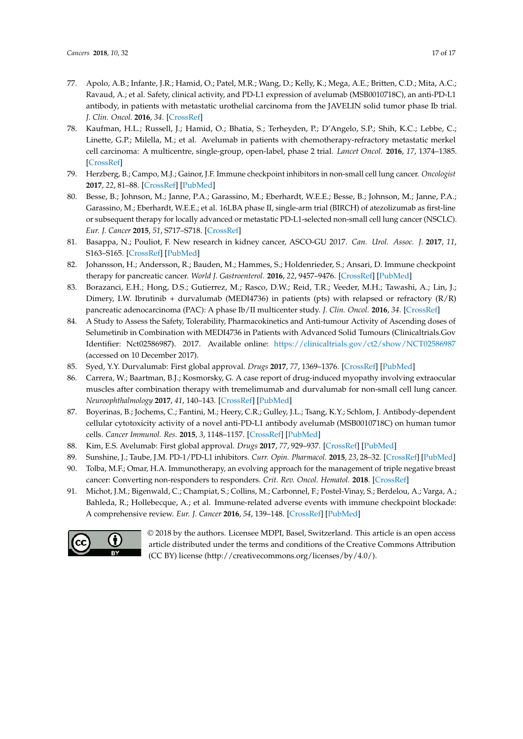77. Apolo, A.B.; Infante, J.R.; Hamid, O.; Patel, M.R.; Wang, D.; Kelly, K.; Mega, A.E.; Britten, C.D.; Mita, A.C.; Ravaud, A.; et al. Safety, clinical activity, and PD-L1 expression of avelumab (MSB0010718C), an anti-PD-L1 antibody, in patients with metastatic urothelial carcinoma from the JAVELIN solid tumor phase Ib trial. *J. Clin. Oncol.* **2016**, *34*. [CrossRef]
78. Kaufman, H.L.; Russell, J.; Hamid, O.; Bhatia, S.; Terheyden, P.; D'Angelo, S.P.; Shih, K.C.; Lebbe, C.; Linette, G.P.; Milella, M.; et al. Avelumab in patients with chemotherapy-refractory metastatic merkel cell carcinoma: A multicentre, single-group, open-label, phase 2 trial. *Lancet Oncol.* **2016**, *17*, 1374–1385. [CrossRef]
79. Herzberg, B.; Campo, M.J.; Gainor, J.F. Immune checkpoint inhibitors in non-small cell lung cancer. *Oncologist* **2017**, *22*, 81–88. [CrossRef] [PubMed]
80. Besse, B.; Johnson, M.; Janne, P.A.; Garassino, M.; Eberhardt, W.E.E.; Besse, B.; Johnson, M.; Janne, P.A.; Garassino, M.; Eberhardt, W.E.E.; et al. 16LBA phase II, single-arm trial (BIRCH) of atezolizumab as first-line or subsequent therapy for locally advanced or metastatic PD-L1-selected non-small cell lung cancer (NSCLC). *Eur. J. Cancer* **2015**, *51*, S717–S718. [CrossRef]
81. Basappa, N.; Pouliot, F. New research in kidney cancer, ASCO-GU 2017. *Can. Urol. Assoc. J.* **2017**, *11*, S163–S165. [CrossRef] [PubMed]
82. Johansson, H.; Andersson, R.; Bauden, M.; Hammes, S.; Holdenrieder, S.; Ansari, D. Immune checkpoint therapy for pancreatic cancer. *World J. Gastroenterol.* **2016**, *22*, 9457–9476. [CrossRef] [PubMed]
83. Borazanci, E.H.; Hong, D.S.; Gutierrez, M.; Rasco, D.W.; Reid, T.R.; Veeder, M.H.; Tawashi, A.; Lin, J.; Dimery, I.W. Ibrutinib + durvalumab (MEDI4736) in patients (pts) with relapsed or refractory (R/R) pancreatic adenocarcinoma (PAC): A phase Ib/II multicenter study. *J. Clin. Oncol.* **2016**, *34*. [CrossRef]
84. A Study to Assess the Safety, Tolerability, Pharmacokinetics and Anti-tumour Activity of Ascending doses of Selumetinib in Combination with MEDI4736 in Patients with Advanced Solid Tumours (Clinicaltrials.Gov Identifier: Nct02586987). 2017. Available online: https://clinicaltrials.gov/ct2/show/NCT02586987 (accessed on 10 December 2017).
85. Syed, Y.Y. Durvalumab: First global approval. *Drugs* **2017**, *77*, 1369–1376. [CrossRef] [PubMed]
86. Carrera, W.; Baartman, B.J.; Kosmorsky, G. A case report of drug-induced myopathy involving extraocular muscles after combination therapy with tremelimumab and durvalumab for non-small cell lung cancer. *Neuroophthalmology* **2017**, *41*, 140–143. [CrossRef] [PubMed]
87. Boyerinas, B.; Jochems, C.; Fantini, M.; Heery, C.R.; Gulley, J.L.; Tsang, K.Y.; Schlom, J. Antibody-dependent cellular cytotoxicity activity of a novel anti-PD-L1 antibody avelumab (MSB0010718C) on human tumor cells. *Cancer Immunol. Res.* **2015**, *3*, 1148–1157. [CrossRef] [PubMed]
88. Kim, E.S. Avelumab: First global approval. *Drugs* **2017**, *77*, 929–937. [CrossRef] [PubMed]
89. Sunshine, J.; Taube, J.M. PD-1/PD-L1 inhibitors. *Curr. Opin. Pharmacol.* **2015**, *23*, 28–32. [CrossRef] [PubMed]
90. Tolba, M.F.; Omar, H.A. Immunotherapy, an evolving approach for the management of triple negative breast cancer: Converting non-responders to responders. *Crit. Rev. Oncol. Hematol.* **2018**. [CrossRef]
91. Michot, J.M.; Bigenwald, C.; Champiat, S.; Collins, M.; Carbonnel, F.; Postel-Vinay, S.; Berdelou, A.; Varga, A.; Bahleda, R.; Hollebecque, A.; et al. Immune-related adverse events with immune checkpoint blockade: A comprehensive review. *Eur. J. Cancer* **2016**, *54*, 139–148. [CrossRef] [PubMed]

© 2018 by the authors. Licensee MDPI, Basel, Switzerland. This article is an open access article distributed under the terms and conditions of the Creative Commons Attribution (CC BY) license (http://creativecommons.org/licenses/by/4.0/).